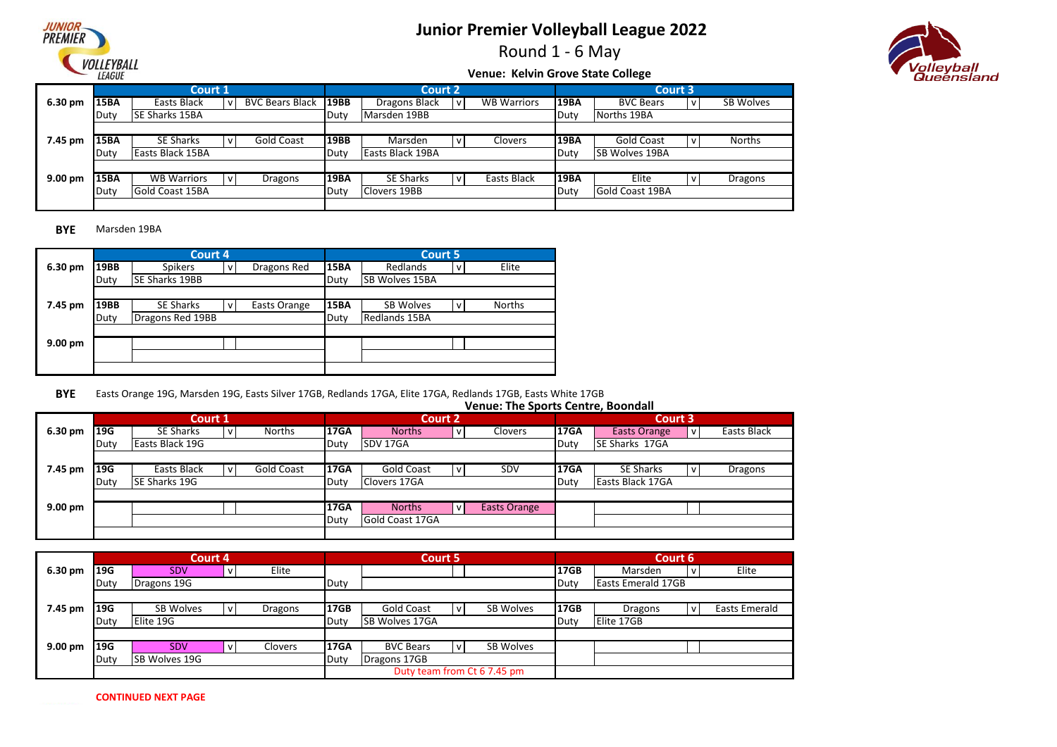# Junior Premier Volleyball League 2022

## Round 1 - 6 May

### Venue: Kelvin Grove State College

| | Court 1 | | | | Court 2 | | | | Court 3 | | | |
|---|---|---|---|---|---|---|---|---|---|---|---|---|
| **6.30 pm** | **15BA** | Easts Black | v | BVC Bears Black | **19BB** | Dragons Black | v | WB Warriors | **19BA** | BVC Bears | v | SB Wolves |
| | Duty | SE Sharks 15BA | | | Duty | Marsden 19BB | | | Duty | Norths 19BA | | |
| **7.45 pm** | **15BA** | SE Sharks | v | Gold Coast | **19BB** | Marsden | v | Clovers | **19BA** | Gold Coast | v | Norths |
| | Duty | Easts Black 15BA | | | Duty | Easts Black 19BA | | | Duty | SB Wolves 19BA | | |
| **9.00 pm** | **15BA** | WB Warriors | v | Dragons | **19BA** | SE Sharks | v | Easts Black | **19BA** | Elite | v | Dragons |
| | Duty | Gold Coast 15BA | | | Duty | Clovers 19BB | | | Duty | Gold Coast 19BA | | |

**BYE** Marsden 19BA

| | Court 4 | | | | Court 5 | | | |
|---|---|---|---|---|---|---|---|---|
| **6.30 pm** | **19BB** | Spikers | v | Dragons Red | **15BA** | Redlands | v | Elite |
| | Duty | SE Sharks 19BB | | | Duty | SB Wolves 15BA | | |
| **7.45 pm** | **19BB** | SE Sharks | v | Easts Orange | **15BA** | SB Wolves | v | Norths |
| | Duty | Dragons Red 19BB | | | Duty | Redlands 15BA | | |
| **9.00 pm** | | | | | | | | |

**BYE** Easts Orange 19G, Marsden 19G, Easts Silver 17GB, Redlands 17GA, Elite 17GA, Redlands 17GB, Easts White 17GB

### Venue: The Sports Centre, Boondall

| | Court 1 | | | | Court 2 | | | | Court 3 | | | |
|---|---|---|---|---|---|---|---|---|---|---|---|---|
| **6.30 pm** | **19G** | SE Sharks | v | Norths | **17GA** | Norths | v | Clovers | **17GA** | Easts Orange | v | Easts Black |
| | Duty | Easts Black 19G | | | Duty | SDV 17GA | | | Duty | SE Sharks 17GA | | |
| **7.45 pm** | **19G** | Easts Black | v | Gold Coast | **17GA** | Gold Coast | v | SDV | **17GA** | SE Sharks | v | Dragons |
| | Duty | SE Sharks 19G | | | Duty | Clovers 17GA | | | Duty | Easts Black 17GA | | |
| **9.00 pm** | | | | | **17GA** | Norths | v | Easts Orange | | | | |
| | | | | | Duty | Gold Coast 17GA | | | | | | |

| | Court 4 | | | | Court 5 | | | | Court 6 | | | |
|---|---|---|---|---|---|---|---|---|---|---|---|---|
| **6.30 pm** | **19G** | SDV | v | Elite | | | | | **17GB** | Marsden | v | Elite |
| | Duty | Dragons 19G | | | Duty | | | | Duty | Easts Emerald 17GB | | |
| **7.45 pm** | **19G** | SB Wolves | v | Dragons | **17GB** | Gold Coast | v | SB Wolves | **17GB** | Dragons | v | Easts Emerald |
| | Duty | Elite 19G | | | Duty | SB Wolves 17GA | | | Duty | Elite 17GB | | |
| **9.00 pm** | **19G** | SDV | v | Clovers | **17GA** | BVC Bears | v | SB Wolves | | | | |
| | Duty | SB Wolves 19G | | | Duty | Dragons 17GB | | | | | | |
| | | | | | Duty team from Ct 6 7.45 pm | | | | | | | |

**CONTINUED NEXT PAGE**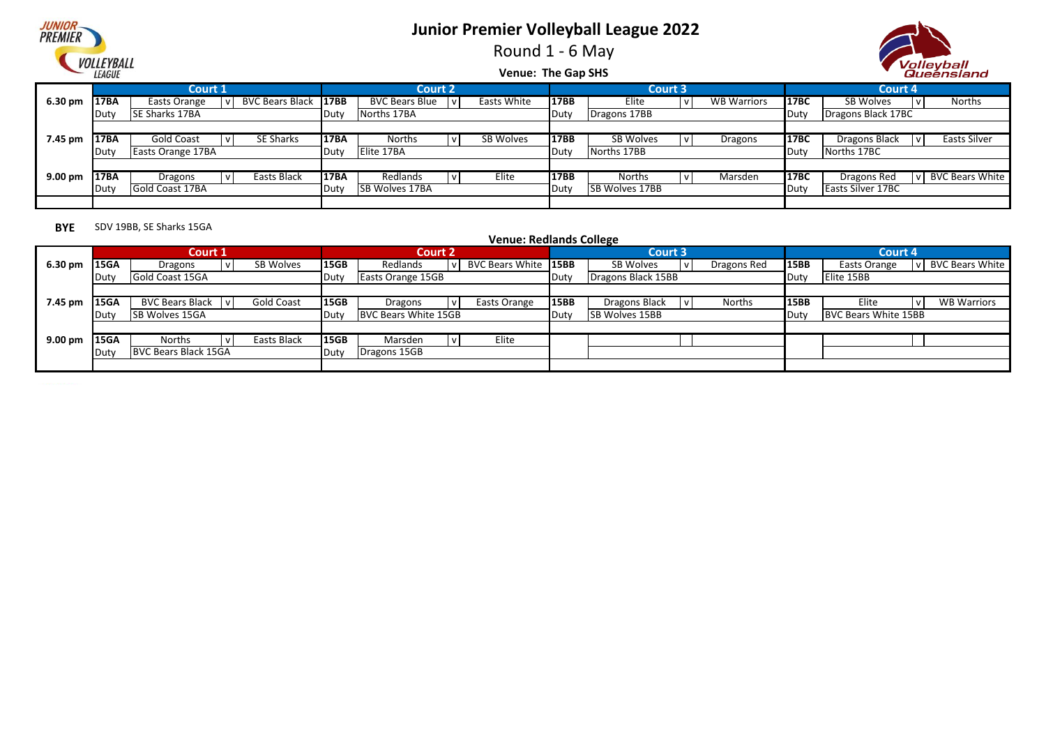# Junior Premier Volleyball League 2022

## Round 1 - 6 May

### Venue: The Gap SHS

| | Court 1 | | | | Court 2 | | | | Court 3 | | | | Court 4 | | | |
|---|---|---|---|---|---|---|---|---|---|---|---|---|---|---|---|---|
| 6.30 pm | 17BA | Easts Orange | v | BVC Bears Black | 17BB | BVC Bears Blue | v | Easts White | 17BB | Elite | v | WB Warriors | 17BC | SB Wolves | v | Norths |
| | Duty | SE Sharks 17BA | | | Duty | Norths 17BA | | | Duty | Dragons 17BB | | | Duty | Dragons Black 17BC | | |
| 7.45 pm | 17BA | Gold Coast | v | SE Sharks | 17BA | Norths | v | SB Wolves | 17BB | SB Wolves | v | Dragons | 17BC | Dragons Black | v | Easts Silver |
| | Duty | Easts Orange 17BA | | | Duty | Elite 17BA | | | Duty | Norths 17BB | | | Duty | Norths 17BC | | |
| 9.00 pm | 17BA | Dragons | v | Easts Black | 17BA | Redlands | v | Elite | 17BB | Norths | v | Marsden | 17BC | Dragons Red | v | BVC Bears White |
| | Duty | Gold Coast 17BA | | | Duty | SB Wolves 17BA | | | Duty | SB Wolves 17BB | | | Duty | Easts Silver 17BC | | |

**BYE** SDV 19BB, SE Sharks 15GA

### Venue: Redlands College

| | Court 1 | | | | Court 2 | | | | Court 3 | | | | Court 4 | | | |
|---|---|---|---|---|---|---|---|---|---|---|---|---|---|---|---|---|
| 6.30 pm | 15GA | Dragons | v | SB Wolves | 15GB | Redlands | v | BVC Bears White | 15BB | SB Wolves | v | Dragons Red | 15BB | Easts Orange | v | BVC Bears White |
| | Duty | Gold Coast 15GA | | | Duty | Easts Orange 15GB | | | Duty | Dragons Black 15BB | | | Duty | Elite 15BB | | |
| 7.45 pm | 15GA | BVC Bears Black | v | Gold Coast | 15GB | Dragons | v | Easts Orange | 15BB | Dragons Black | v | Norths | 15BB | Elite | v | WB Warriors |
| | Duty | SB Wolves 15GA | | | Duty | BVC Bears White 15GB | | | Duty | SB Wolves 15BB | | | Duty | BVC Bears White 15BB | | |
| 9.00 pm | 15GA | Norths | v | Easts Black | 15GB | Marsden | v | Elite | | | | | | | | |
| | Duty | BVC Bears Black 15GA | | | Duty | Dragons 15GB | | | | | | | | | | |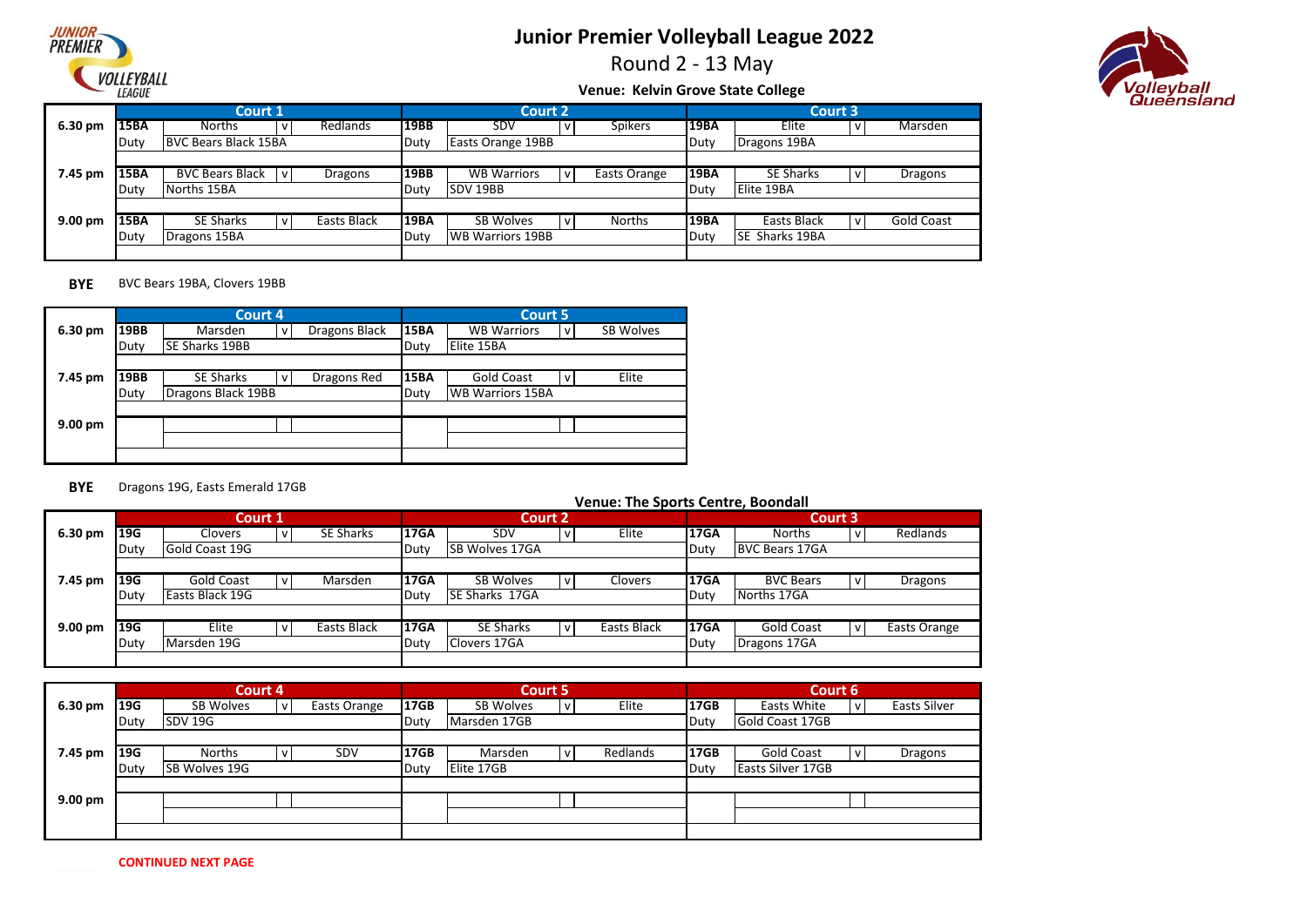# Junior Premier Volleyball League 2022

## Round 2 - 13 May

### Venue: Kelvin Grove State College

| | Court 1 | | | | Court 2 | | | | Court 3 | | | |
|---|---|---|---|---|---|---|---|---|---|---|---|---|
| 6.30 pm | 15BA | Norths | v | Redlands | 19BB | SDV | v | Spikers | 19BA | Elite | v | Marsden |
| | Duty | BVC Bears Black 15BA | | | Duty | Easts Orange 19BB | | | Duty | Dragons 19BA | | |
| 7.45 pm | 15BA | BVC Bears Black | v | Dragons | 19BB | WB Warriors | v | Easts Orange | 19BA | SE Sharks | v | Dragons |
| | Duty | Norths 15BA | | | Duty | SDV 19BB | | | Duty | Elite 19BA | | |
| 9.00 pm | 15BA | SE Sharks | v | Easts Black | 19BA | SB Wolves | v | Norths | 19BA | Easts Black | v | Gold Coast |
| | Duty | Dragons 15BA | | | Duty | WB Warriors 19BB | | | Duty | SE Sharks 19BA | | |

**BYE** BVC Bears 19BA, Clovers 19BB

| | Court 4 | | | | Court 5 | | | |
|---|---|---|---|---|---|---|---|---|
| 6.30 pm | 19BB | Marsden | v | Dragons Black | 15BA | WB Warriors | v | SB Wolves |
| | Duty | SE Sharks 19BB | | | Duty | Elite 15BA | | |
| 7.45 pm | 19BB | SE Sharks | v | Dragons Red | 15BA | Gold Coast | v | Elite |
| | Duty | Dragons Black 19BB | | | Duty | WB Warriors 15BA | | |
| 9.00 pm | | | | | | | | |

**BYE** Dragons 19G, Easts Emerald 17GB

### Venue: The Sports Centre, Boondall

| | Court 1 | | | | Court 2 | | | | Court 3 | | | |
|---|---|---|---|---|---|---|---|---|---|---|---|---|
| 6.30 pm | 19G | Clovers | v | SE Sharks | 17GA | SDV | v | Elite | 17GA | Norths | v | Redlands |
| | Duty | Gold Coast 19G | | | Duty | SB Wolves 17GA | | | Duty | BVC Bears 17GA | | |
| 7.45 pm | 19G | Gold Coast | v | Marsden | 17GA | SB Wolves | v | Clovers | 17GA | BVC Bears | v | Dragons |
| | Duty | Easts Black 19G | | | Duty | SE Sharks 17GA | | | Duty | Norths 17GA | | |
| 9.00 pm | 19G | Elite | v | Easts Black | 17GA | SE Sharks | v | Easts Black | 17GA | Gold Coast | v | Easts Orange |
| | Duty | Marsden 19G | | | Duty | Clovers 17GA | | | Duty | Dragons 17GA | | |

| | Court 4 | | | | Court 5 | | | | Court 6 | | | |
|---|---|---|---|---|---|---|---|---|---|---|---|---|
| 6.30 pm | 19G | SB Wolves | v | Easts Orange | 17GB | SB Wolves | v | Elite | 17GB | Easts White | v | Easts Silver |
| | Duty | SDV 19G | | | Duty | Marsden 17GB | | | Duty | Gold Coast 17GB | | |
| 7.45 pm | 19G | Norths | v | SDV | 17GB | Marsden | v | Redlands | 17GB | Gold Coast | v | Dragons |
| | Duty | SB Wolves 19G | | | Duty | Elite 17GB | | | Duty | Easts Silver 17GB | | |
| 9.00 pm | | | | | | | | | | | | |

**CONTINUED NEXT PAGE**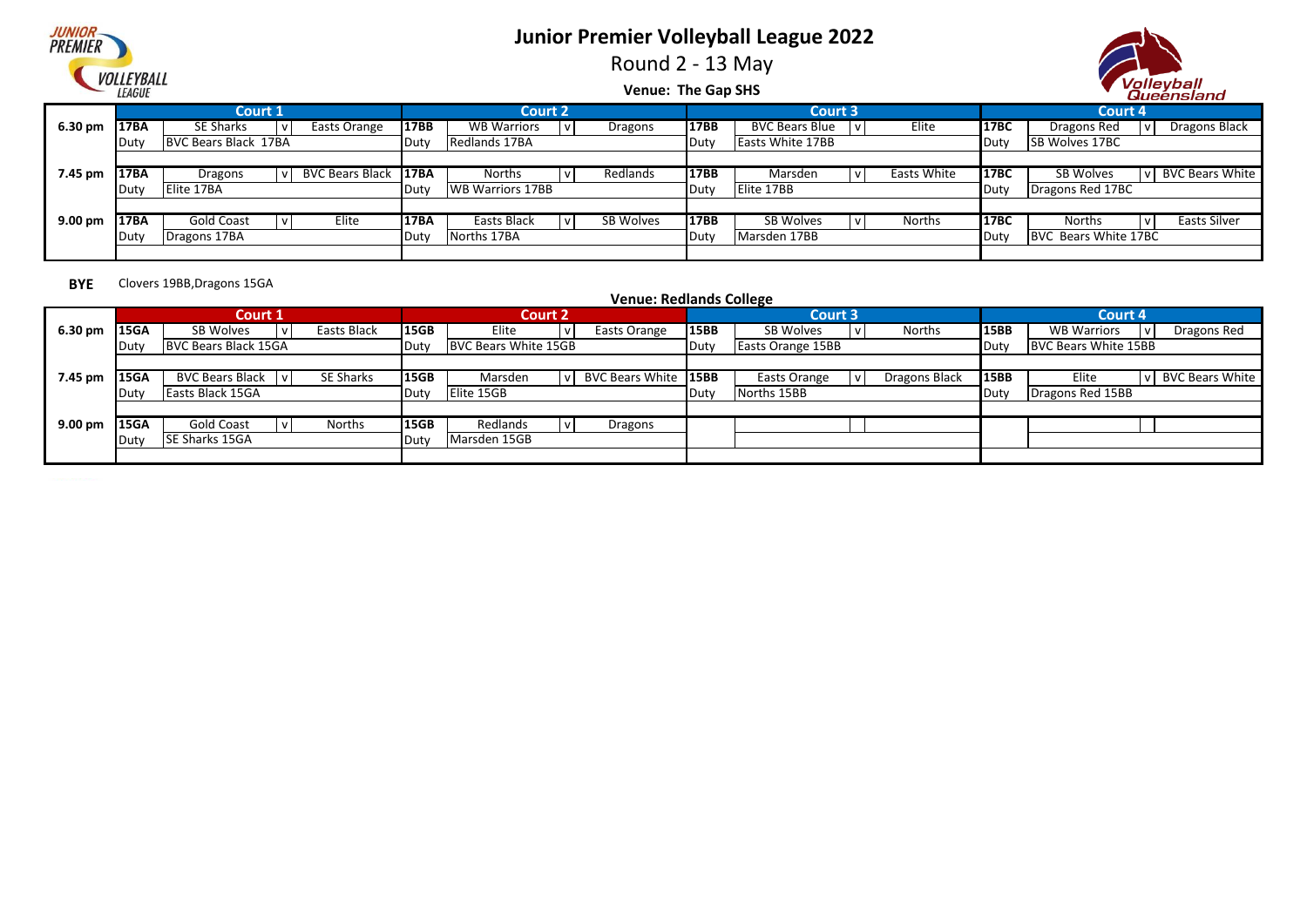# Junior Premier Volleyball League 2022

Round 2 - 13 May

**Venue: The Gap SHS**

| | Court 1 | | | | Court 2 | | | | Court 3 | | | | Court 4 | | | |
|---|---|---|---|---|---|---|---|---|---|---|---|---|---|---|---|---|
| 6.30 pm | 17BA | SE Sharks | v | Easts Orange | 17BB | WB Warriors | v | Dragons | 17BB | BVC Bears Blue | v | Elite | 17BC | Dragons Red | v | Dragons Black |
| | Duty | BVC Bears Black 17BA | | | Duty | Redlands 17BA | | | Duty | Easts White 17BB | | | Duty | SB Wolves 17BC | | |
| 7.45 pm | 17BA | Dragons | v | BVC Bears Black | 17BA | Norths | v | Redlands | 17BB | Marsden | v | Easts White | 17BC | SB Wolves | v | BVC Bears White |
| | Duty | Elite 17BA | | | Duty | WB Warriors 17BB | | | Duty | Elite 17BB | | | Duty | Dragons Red 17BC | | |
| 9.00 pm | 17BA | Gold Coast | v | Elite | 17BA | Easts Black | v | SB Wolves | 17BB | SB Wolves | v | Norths | 17BC | Norths | v | Easts Silver |
| | Duty | Dragons 17BA | | | Duty | Norths 17BA | | | Duty | Marsden 17BB | | | Duty | BVC Bears White 17BC | | |

**BYE** Clovers 19BB, Dragons 15GA

**Venue: Redlands College**

| | Court 1 | | | | Court 2 | | | | Court 3 | | | | Court 4 | | | |
|---|---|---|---|---|---|---|---|---|---|---|---|---|---|---|---|---|
| 6.30 pm | 15GA | SB Wolves | v | Easts Black | 15GB | Elite | v | Easts Orange | 15BB | SB Wolves | v | Norths | 15BB | WB Warriors | v | Dragons Red |
| | Duty | BVC Bears Black 15GA | | | Duty | BVC Bears White 15GB | | | Duty | Easts Orange 15BB | | | Duty | BVC Bears White 15BB | | |
| 7.45 pm | 15GA | BVC Bears Black | v | SE Sharks | 15GB | Marsden | v | BVC Bears White | 15BB | Easts Orange | v | Dragons Black | 15BB | Elite | v | BVC Bears White |
| | Duty | Easts Black 15GA | | | Duty | Elite 15GB | | | Duty | Norths 15BB | | | Duty | Dragons Red 15BB | | |
| 9.00 pm | 15GA | Gold Coast | v | Norths | 15GB | Redlands | v | Dragons | | | | | | | | |
| | Duty | SE Sharks 15GA | | | Duty | Marsden 15GB | | | | | | | | | | |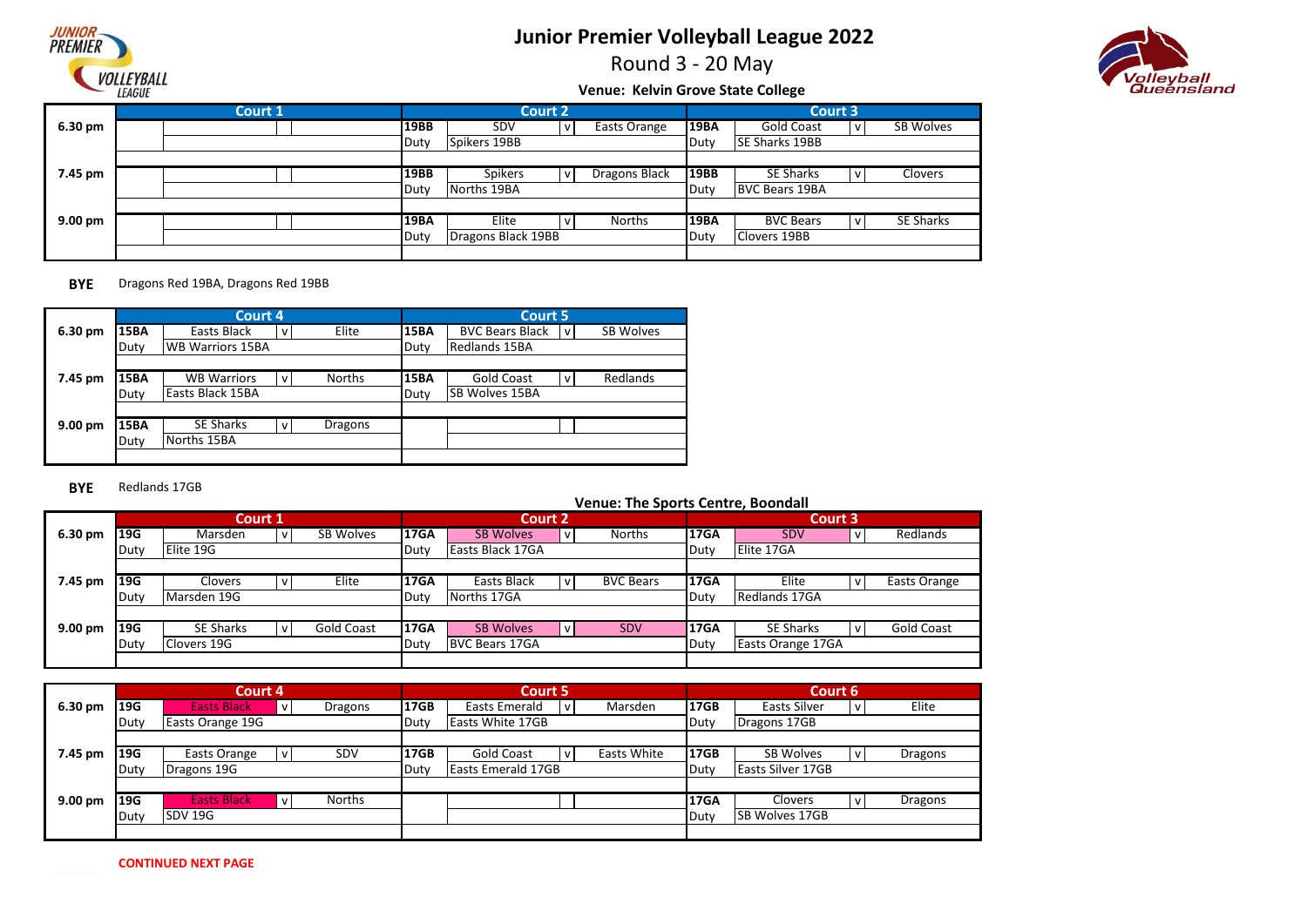# Junior Premier Volleyball League 2022

## Round 3 - 20 May

### Venue: Kelvin Grove State College

| | Court 1 | | | | Court 2 | | | | Court 3 | | | |
|---|---|---|---|---|---|---|---|---|---|---|---|---|
| 6.30 pm | | | | | 19BB | SDV | v | Easts Orange | 19BA | Gold Coast | v | SB Wolves |
| | | | | | Duty | Spikers 19BB | | | Duty | SE Sharks 19BB | | |
| 7.45 pm | | | | | 19BB | Spikers | v | Dragons Black | 19BB | SE Sharks | v | Clovers |
| | | | | | Duty | Norths 19BA | | | Duty | BVC Bears 19BA | | |
| 9.00 pm | | | | | 19BA | Elite | v | Norths | 19BA | BVC Bears | v | SE Sharks |
| | | | | | Duty | Dragons Black 19BB | | | Duty | Clovers 19BB | | |

**BYE** Dragons Red 19BA, Dragons Red 19BB

| | Court 4 | | | | Court 5 | | | |
|---|---|---|---|---|---|---|---|---|
| 6.30 pm | 15BA | Easts Black | v | Elite | 15BA | BVC Bears Black | v | SB Wolves |
| | Duty | WB Warriors 15BA | | | Duty | Redlands 15BA | | |
| 7.45 pm | 15BA | WB Warriors | v | Norths | 15BA | Gold Coast | v | Redlands |
| | Duty | Easts Black 15BA | | | Duty | SB Wolves 15BA | | |
| 9.00 pm | 15BA | SE Sharks | v | Dragons | | | | |
| | Duty | Norths 15BA | | | | | | |

**BYE** Redlands 17GB

### Venue: The Sports Centre, Boondall

| | Court 1 | | | | Court 2 | | | | Court 3 | | | |
|---|---|---|---|---|---|---|---|---|---|---|---|---|
| 6.30 pm | 19G | Marsden | v | SB Wolves | 17GA | SB Wolves | v | Norths | 17GA | SDV | v | Redlands |
| | Duty | Elite 19G | | | Duty | Easts Black 17GA | | | Duty | Elite 17GA | | |
| 7.45 pm | 19G | Clovers | v | Elite | 17GA | Easts Black | v | BVC Bears | 17GA | Elite | v | Easts Orange |
| | Duty | Marsden 19G | | | Duty | Norths 17GA | | | Duty | Redlands 17GA | | |
| 9.00 pm | 19G | SE Sharks | v | Gold Coast | 17GA | SB Wolves | v | SDV | 17GA | SE Sharks | v | Gold Coast |
| | Duty | Clovers 19G | | | Duty | BVC Bears 17GA | | | Duty | Easts Orange 17GA | | |

| | Court 4 | | | | Court 5 | | | | Court 6 | | | |
|---|---|---|---|---|---|---|---|---|---|---|---|---|
| 6.30 pm | 19G | Easts Black | v | Dragons | 17GB | Easts Emerald | v | Marsden | 17GB | Easts Silver | v | Elite |
| | Duty | Easts Orange 19G | | | Duty | Easts White 17GB | | | Duty | Dragons 17GB | | |
| 7.45 pm | 19G | Easts Orange | v | SDV | 17GB | Gold Coast | v | Easts White | 17GB | SB Wolves | v | Dragons |
| | Duty | Dragons 19G | | | Duty | Easts Emerald 17GB | | | Duty | Easts Silver 17GB | | |
| 9.00 pm | 19G | Easts Black | v | Norths | | | | | 17GA | Clovers | v | Dragons |
| | Duty | SDV 19G | | | | | | | Duty | SB Wolves 17GB | | |

**CONTINUED NEXT PAGE**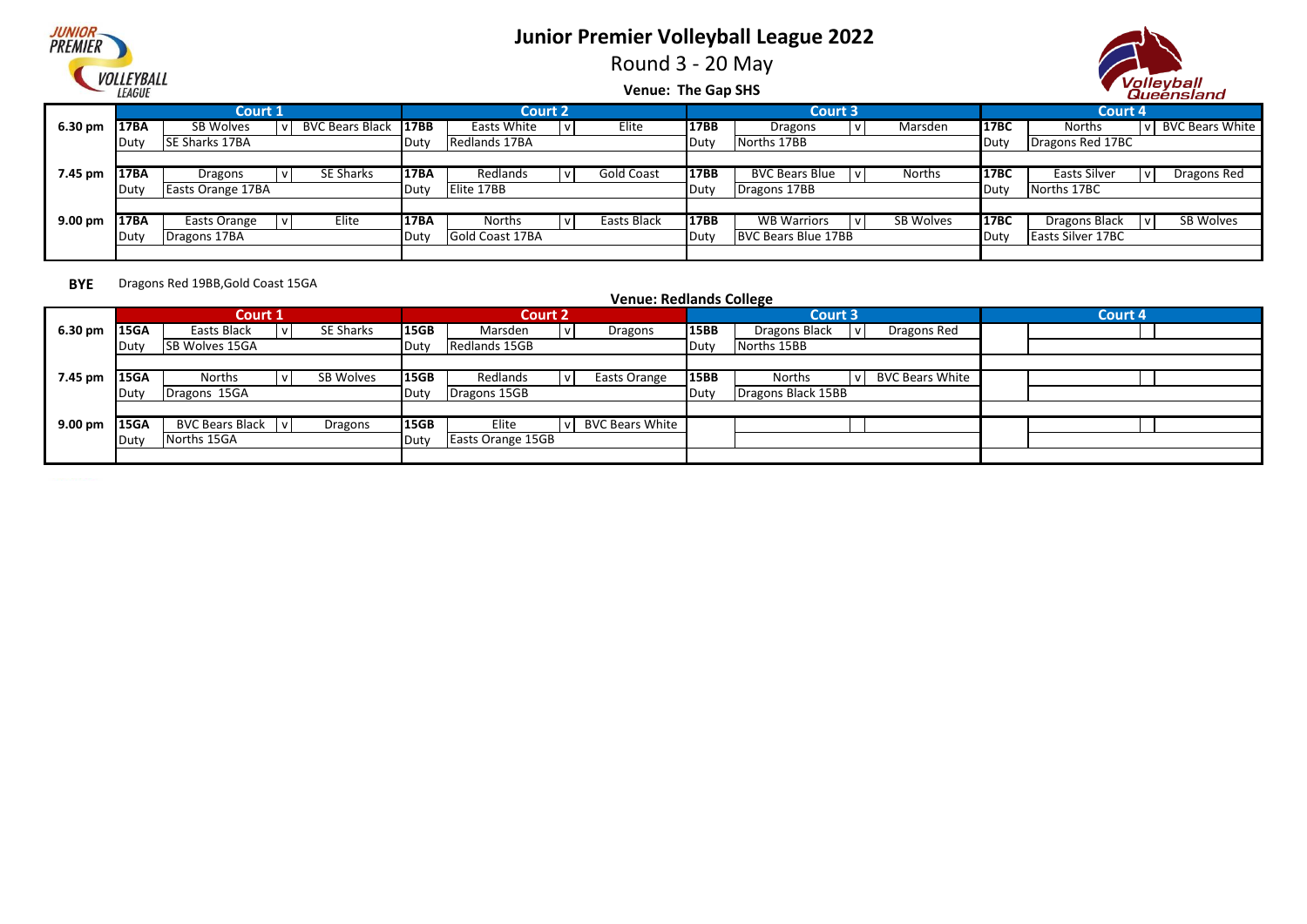# Junior Premier Volleyball League 2022

## Round 3 - 20 May

### Venue: The Gap SHS

| Time | Court 1 | | | | Court 2 | | | | Court 3 | | | | Court 4 | | | |
|---|---|---|---|---|---|---|---|---|---|---|---|---|---|---|---|---|
| 6.30 pm | 17BA | SB Wolves | v | BVC Bears Black | 17BB | Easts White | v | Elite | 17BB | Dragons | v | Marsden | 17BC | Norths | v | BVC Bears White |
| | Duty | SE Sharks 17BA | | | Duty | Redlands 17BA | | | Duty | Norths 17BB | | | Duty | Dragons Red 17BC | | |
| 7.45 pm | 17BA | Dragons | v | SE Sharks | 17BA | Redlands | v | Gold Coast | 17BB | BVC Bears Blue | v | Norths | 17BC | Easts Silver | v | Dragons Red |
| | Duty | Easts Orange 17BA | | | Duty | Elite 17BB | | | Duty | Dragons 17BB | | | Duty | Norths 17BC | | |
| 9.00 pm | 17BA | Easts Orange | v | Elite | 17BA | Norths | v | Easts Black | 17BB | WB Warriors | v | SB Wolves | 17BC | Dragons Black | v | SB Wolves |
| | Duty | Dragons 17BA | | | Duty | Gold Coast 17BA | | | Duty | BVC Bears Blue 17BB | | | Duty | Easts Silver 17BC | | |

**BYE** Dragons Red 19BB,Gold Coast 15GA

### Venue: Redlands College

| Time | Court 1 | | | | Court 2 | | | | Court 3 | | | | Court 4 | | | |
|---|---|---|---|---|---|---|---|---|---|---|---|---|---|---|---|---|
| 6.30 pm | 15GA | Easts Black | v | SE Sharks | 15GB | Marsden | v | Dragons | 15BB | Dragons Black | v | Dragons Red | | | | |
| | Duty | SB Wolves 15GA | | | Duty | Redlands 15GB | | | Duty | Norths 15BB | | | | | | |
| 7.45 pm | 15GA | Norths | v | SB Wolves | 15GB | Redlands | v | Easts Orange | 15BB | Norths | v | BVC Bears White | | | | |
| | Duty | Dragons 15GA | | | Duty | Dragons 15GB | | | Duty | Dragons Black 15BB | | | | | | |
| 9.00 pm | 15GA | BVC Bears Black | v | Dragons | 15GB | Elite | v | BVC Bears White | | | | | | | | |
| | Duty | Norths 15GA | | | Duty | Easts Orange 15GB | | | | | | | | | | |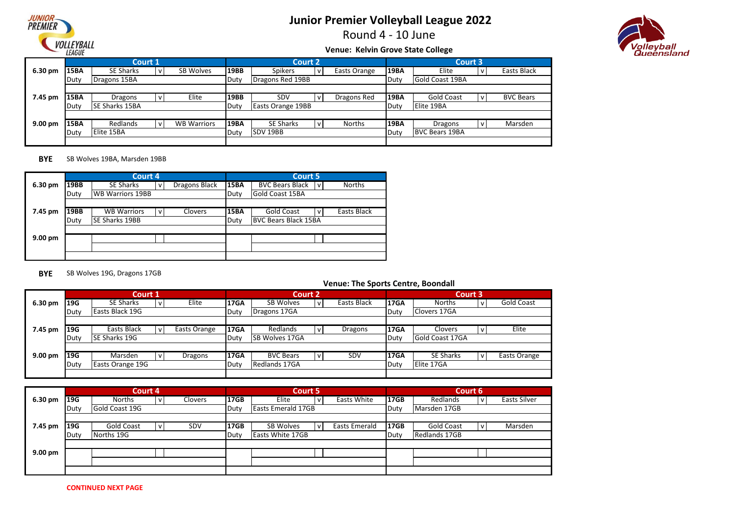# Junior Premier Volleyball League 2022

## Round 4 - 10 June

### Venue: Kelvin Grove State College

| | Court 1 | | | | | Court 2 | | | | | Court 3 | | | | |
|---|---|---|---|---|---|---|---|---|---|---|---|---|---|---|---|
| 6.30 pm | 15BA | SE Sharks | v | SB Wolves | 19BB | Spikers | v | Easts Orange | 19BA | Elite | v | Easts Black |
| | Duty | Dragons 15BA | | | Duty | Dragons Red 19BB | | | Duty | Gold Coast 19BA | | |
| 7.45 pm | 15BA | Dragons | v | Elite | 19BB | SDV | v | Dragons Red | 19BA | Gold Coast | v | BVC Bears |
| | Duty | SE Sharks 15BA | | | Duty | Easts Orange 19BB | | | Duty | Elite 19BA | | |
| 9.00 pm | 15BA | Redlands | v | WB Warriors | 19BA | SE Sharks | v | Norths | 19BA | Dragons | v | Marsden |
| | Duty | Elite 15BA | | | Duty | SDV 19BB | | | Duty | BVC Bears 19BA | | |

**BYE** SB Wolves 19BA, Marsden 19BB

| | Court 4 | | | | | Court 5 | | | |
|---|---|---|---|---|---|---|---|---|---|
| 6.30 pm | 19BB | SE Sharks | v | Dragons Black | 15BA | BVC Bears Black | v | Norths |
| | Duty | WB Warriors 19BB | | | Duty | Gold Coast 15BA | | |
| 7.45 pm | 19BB | WB Warriors | v | Clovers | 15BA | Gold Coast | v | Easts Black |
| | Duty | SE Sharks 19BB | | | Duty | BVC Bears Black 15BA | | |
| 9.00 pm | | | | | | | | |

**BYE** SB Wolves 19G, Dragons 17GB

### Venue: The Sports Centre, Boondall

| | Court 1 | | | | | Court 2 | | | | | Court 3 | | | |
|---|---|---|---|---|---|---|---|---|---|---|---|---|---|---|
| 6.30 pm | 19G | SE Sharks | v | Elite | 17GA | SB Wolves | v | Easts Black | 17GA | Norths | v | Gold Coast |
| | Duty | Easts Black 19G | | | Duty | Dragons 17GA | | | Duty | Clovers 17GA | | |
| 7.45 pm | 19G | Easts Black | v | Easts Orange | 17GA | Redlands | v | Dragons | 17GA | Clovers | v | Elite |
| | Duty | SE Sharks 19G | | | Duty | SB Wolves 17GA | | | Duty | Gold Coast 17GA | | |
| 9.00 pm | 19G | Marsden | v | Dragons | 17GA | BVC Bears | v | SDV | 17GA | SE Sharks | v | Easts Orange |
| | Duty | Easts Orange 19G | | | Duty | Redlands 17GA | | | Duty | Elite 17GA | | |

| | Court 4 | | | | | Court 5 | | | | | Court 6 | | | |
|---|---|---|---|---|---|---|---|---|---|---|---|---|---|---|
| 6.30 pm | 19G | Norths | v | Clovers | 17GB | Elite | v | Easts White | 17GB | Redlands | v | Easts Silver |
| | Duty | Gold Coast 19G | | | Duty | Easts Emerald 17GB | | | Duty | Marsden 17GB | | |
| 7.45 pm | 19G | Gold Coast | v | SDV | 17GB | SB Wolves | v | Easts Emerald | 17GB | Gold Coast | v | Marsden |
| | Duty | Norths 19G | | | Duty | Easts White 17GB | | | Duty | Redlands 17GB | | |
| 9.00 pm | | | | | | | | | | | | |

**CONTINUED NEXT PAGE**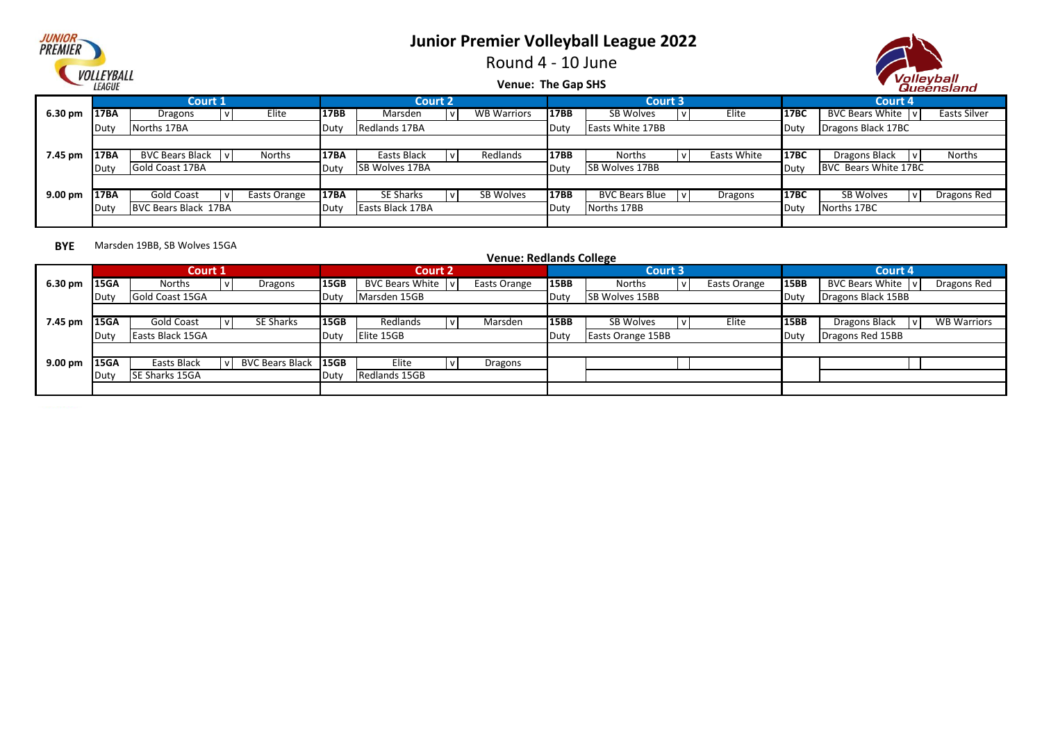# Junior Premier Volleyball League 2022

Round 4 - 10 June

**Venue: The Gap SHS**

| | Court 1 | | | | Court 2 | | | | Court 3 | | | | Court 4 | | | |
|---|---|---|---|---|---|---|---|---|---|---|---|---|---|---|---|---|
| 6.30 pm | 17BA | Dragons | v | Elite | 17BB | Marsden | v | WB Warriors | 17BB | SB Wolves | v | Elite | 17BC | BVC Bears White | v | Easts Silver |
| | Duty | Norths 17BA | | | Duty | Redlands 17BA | | | Duty | Easts White 17BB | | | Duty | Dragons Black 17BC | | |
| 7.45 pm | 17BA | BVC Bears Black | v | Norths | 17BA | Easts Black | v | Redlands | 17BB | Norths | v | Easts White | 17BC | Dragons Black | v | Norths |
| | Duty | Gold Coast 17BA | | | Duty | SB Wolves 17BA | | | Duty | SB Wolves 17BB | | | Duty | BVC Bears White 17BC | | |
| 9.00 pm | 17BA | Gold Coast | v | Easts Orange | 17BA | SE Sharks | v | SB Wolves | 17BB | BVC Bears Blue | v | Dragons | 17BC | SB Wolves | v | Dragons Red |
| | Duty | BVC Bears Black 17BA | | | Duty | Easts Black 17BA | | | Duty | Norths 17BB | | | Duty | Norths 17BC | | |

**BYE** Marsden 19BB, SB Wolves 15GA

**Venue: Redlands College**

| | Court 1 | | | | Court 2 | | | | Court 3 | | | | Court 4 | | | |
|---|---|---|---|---|---|---|---|---|---|---|---|---|---|---|---|---|
| 6.30 pm | 15GA | Norths | v | Dragons | 15GB | BVC Bears White | v | Easts Orange | 15BB | Norths | v | Easts Orange | 15BB | BVC Bears White | v | Dragons Red |
| | Duty | Gold Coast 15GA | | | Duty | Marsden 15GB | | | Duty | SB Wolves 15BB | | | Duty | Dragons Black 15BB | | |
| 7.45 pm | 15GA | Gold Coast | v | SE Sharks | 15GB | Redlands | v | Marsden | 15BB | SB Wolves | v | Elite | 15BB | Dragons Black | v | WB Warriors |
| | Duty | Easts Black 15GA | | | Duty | Elite 15GB | | | Duty | Easts Orange 15BB | | | Duty | Dragons Red 15BB | | |
| 9.00 pm | 15GA | Easts Black | v | BVC Bears Black | 15GB | Elite | v | Dragons | | | | | | | | |
| | Duty | SE Sharks 15GA | | | Duty | Redlands 15GB | | | | | | | | | | |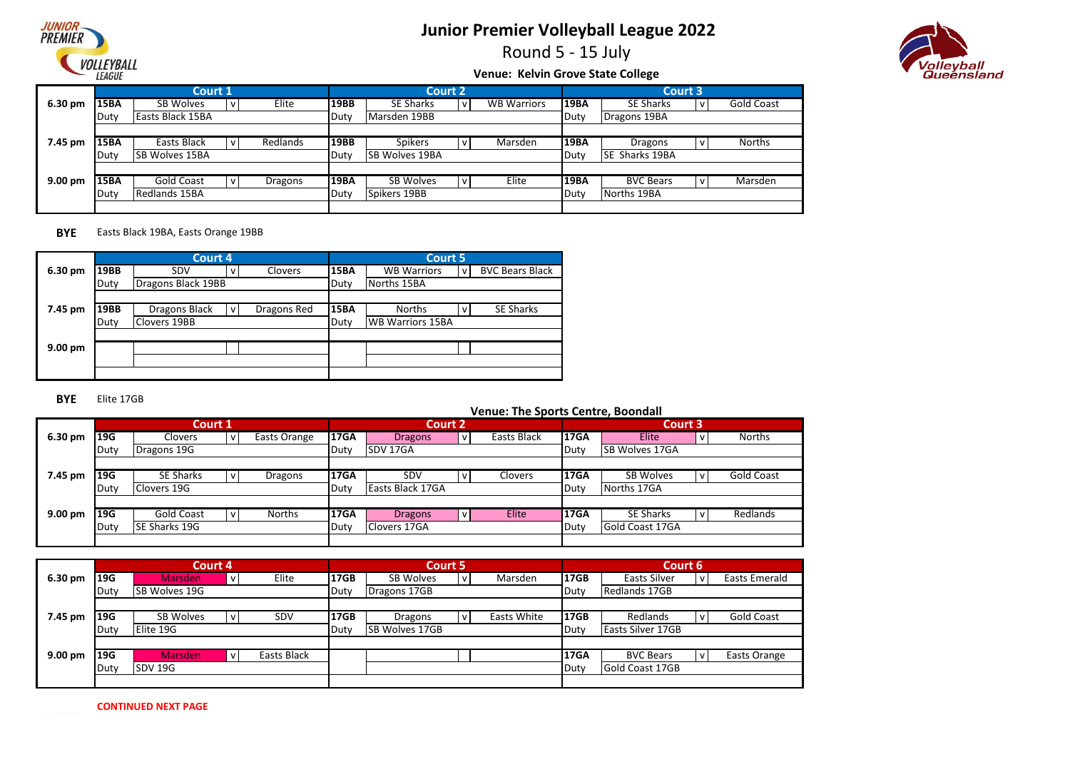# Junior Premier Volleyball League 2022

## Round 5 - 15 July

### Venue: Kelvin Grove State College

| | Court 1 | | | | Court 2 | | | | Court 3 | | | |
|---|---|---|---|---|---|---|---|---|---|---|---|---|
| 6.30 pm | 15BA | SB Wolves | v | Elite | 19BB | SE Sharks | v | WB Warriors | 19BA | SE Sharks | v | Gold Coast |
| | Duty | Easts Black 15BA | | | Duty | Marsden 19BB | | | Duty | Dragons 19BA | | |
| 7.45 pm | 15BA | Easts Black | v | Redlands | 19BB | Spikers | v | Marsden | 19BA | Dragons | v | Norths |
| | Duty | SB Wolves 15BA | | | Duty | SB Wolves 19BA | | | Duty | SE Sharks 19BA | | |
| 9.00 pm | 15BA | Gold Coast | v | Dragons | 19BA | SB Wolves | v | Elite | 19BA | BVC Bears | v | Marsden |
| | Duty | Redlands 15BA | | | Duty | Spikers 19BB | | | Duty | Norths 19BA | | |

**BYE** Easts Black 19BA, Easts Orange 19BB

| | Court 4 | | | | Court 5 | | | |
|---|---|---|---|---|---|---|---|---|
| 6.30 pm | 19BB | SDV | v | Clovers | 15BA | WB Warriors | v | BVC Bears Black |
| | Duty | Dragons Black 19BB | | | Duty | Norths 15BA | | |
| 7.45 pm | 19BB | Dragons Black | v | Dragons Red | 15BA | Norths | v | SE Sharks |
| | Duty | Clovers 19BB | | | Duty | WB Warriors 15BA | | |
| 9.00 pm | | | | | | | | |

**BYE** Elite 17GB

### Venue: The Sports Centre, Boondall

| | Court 1 | | | | Court 2 | | | | Court 3 | | | |
|---|---|---|---|---|---|---|---|---|---|---|---|---|
| 6.30 pm | 19G | Clovers | v | Easts Orange | 17GA | Dragons | v | Easts Black | 17GA | Elite | v | Norths |
| | Duty | Dragons 19G | | | Duty | SDV 17GA | | | Duty | SB Wolves 17GA | | |
| 7.45 pm | 19G | SE Sharks | v | Dragons | 17GA | SDV | v | Clovers | 17GA | SB Wolves | v | Gold Coast |
| | Duty | Clovers 19G | | | Duty | Easts Black 17GA | | | Duty | Norths 17GA | | |
| 9.00 pm | 19G | Gold Coast | v | Norths | 17GA | Dragons | v | Elite | 17GA | SE Sharks | v | Redlands |
| | Duty | SE Sharks 19G | | | Duty | Clovers 17GA | | | Duty | Gold Coast 17GA | | |

| | Court 4 | | | | Court 5 | | | | Court 6 | | | |
|---|---|---|---|---|---|---|---|---|---|---|---|---|
| 6.30 pm | 19G | Marsden | v | Elite | 17GB | SB Wolves | v | Marsden | 17GB | Easts Silver | v | Easts Emerald |
| | Duty | SB Wolves 19G | | | Duty | Dragons 17GB | | | Duty | Redlands 17GB | | |
| 7.45 pm | 19G | SB Wolves | v | SDV | 17GB | Dragons | v | Easts White | 17GB | Redlands | v | Gold Coast |
| | Duty | Elite 19G | | | Duty | SB Wolves 17GB | | | Duty | Easts Silver 17GB | | |
| 9.00 pm | 19G | Marsden | v | Easts Black | | | | | 17GA | BVC Bears | v | Easts Orange |
| | Duty | SDV 19G | | | | | | | Duty | Gold Coast 17GB | | |

**CONTINUED NEXT PAGE**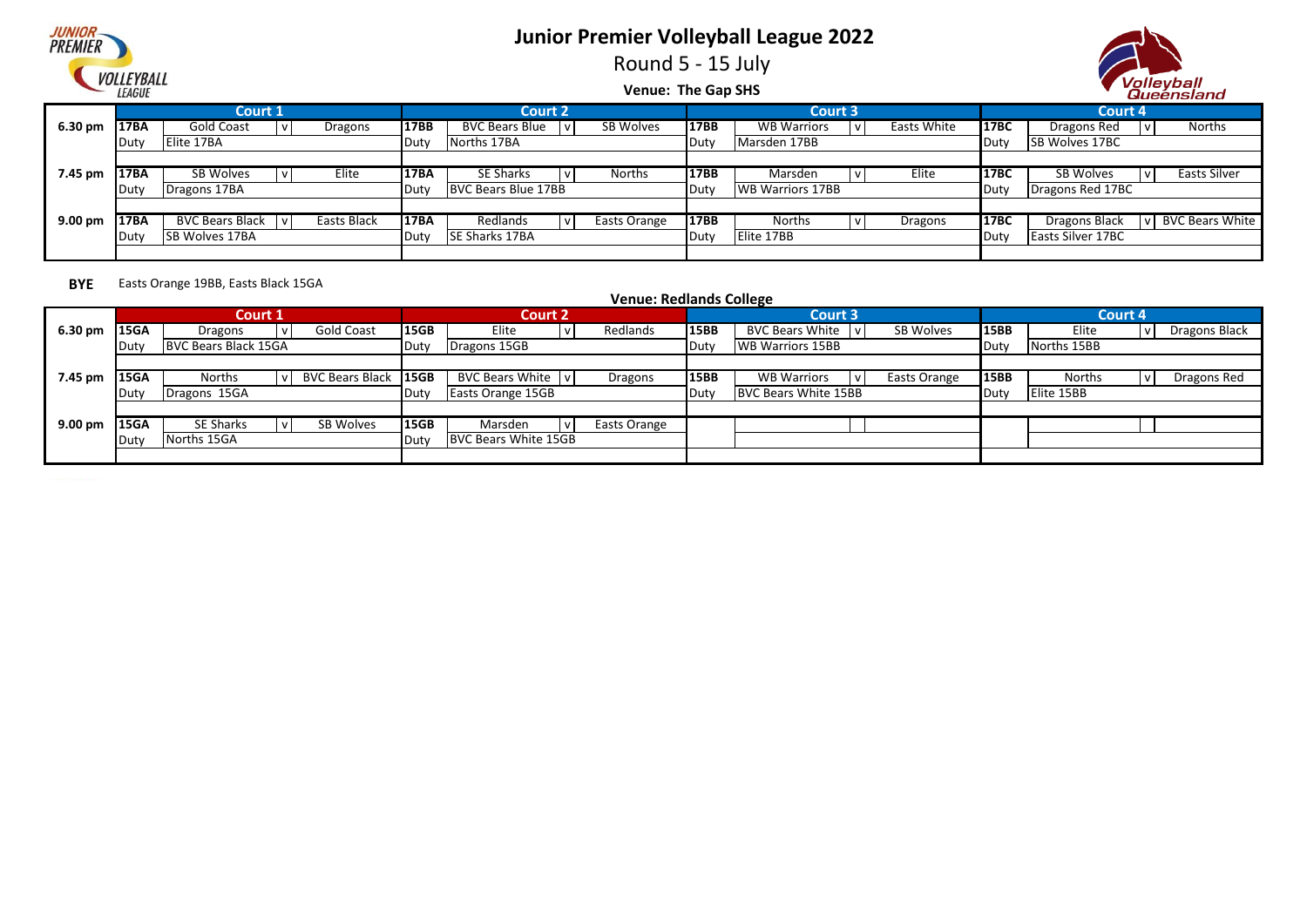# Junior Premier Volleyball League 2022

## Round 5 - 15 July

### Venue: The Gap SHS

| | Court 1 | | | | Court 2 | | | | Court 3 | | | | Court 4 | | | |
|---|---|---|---|---|---|---|---|---|---|---|---|---|---|---|---|---|
| 6.30 pm | 17BA | Gold Coast | v | Dragons | 17BB | BVC Bears Blue | v | SB Wolves | 17BB | WB Warriors | v | Easts White | 17BC | Dragons Red | v | Norths |
| | Duty | Elite 17BA | | | Duty | Norths 17BA | | | Duty | Marsden 17BB | | | Duty | SB Wolves 17BC | | |
| 7.45 pm | 17BA | SB Wolves | v | Elite | 17BA | SE Sharks | v | Norths | 17BB | Marsden | v | Elite | 17BC | SB Wolves | v | Easts Silver |
| | Duty | Dragons 17BA | | | Duty | BVC Bears Blue 17BB | | | Duty | WB Warriors 17BB | | | Duty | Dragons Red 17BC | | |
| 9.00 pm | 17BA | BVC Bears Black | v | Easts Black | 17BA | Redlands | v | Easts Orange | 17BB | Norths | v | Dragons | 17BC | Dragons Black | v | BVC Bears White |
| | Duty | SB Wolves 17BA | | | Duty | SE Sharks 17BA | | | Duty | Elite 17BB | | | Duty | Easts Silver 17BC | | |

**BYE** Easts Orange 19BB, Easts Black 15GA

### Venue: Redlands College

| | Court 1 | | | | Court 2 | | | | Court 3 | | | | Court 4 | | | |
|---|---|---|---|---|---|---|---|---|---|---|---|---|---|---|---|---|
| 6.30 pm | 15GA | Dragons | v | Gold Coast | 15GB | Elite | v | Redlands | 15BB | BVC Bears White | v | SB Wolves | 15BB | Elite | v | Dragons Black |
| | Duty | BVC Bears Black 15GA | | | Duty | Dragons 15GB | | | Duty | WB Warriors 15BB | | | Duty | Norths 15BB | | |
| 7.45 pm | 15GA | Norths | v | BVC Bears Black | 15GB | BVC Bears White | v | Dragons | 15BB | WB Warriors | v | Easts Orange | 15BB | Norths | v | Dragons Red |
| | Duty | Dragons 15GA | | | Duty | Easts Orange 15GB | | | Duty | BVC Bears White 15BB | | | Duty | Elite 15BB | | |
| 9.00 pm | 15GA | SE Sharks | v | SB Wolves | 15GB | Marsden | v | Easts Orange | | | | | | | | |
| | Duty | Norths 15GA | | | Duty | BVC Bears White 15GB | | | | | | | | | | |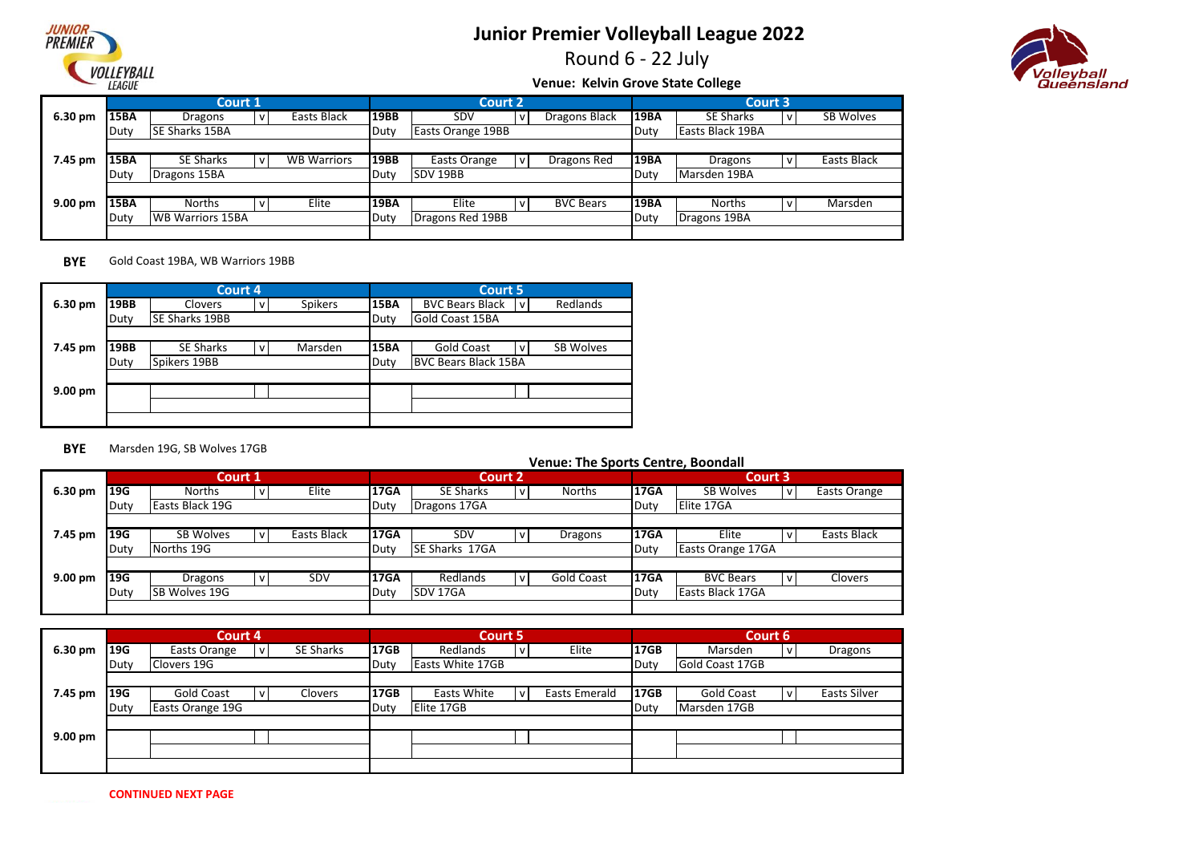# Junior Premier Volleyball League 2022

## Round 6 - 22 July

### Venue: Kelvin Grove State College

| | Court 1 | | | | Court 2 | | | | Court 3 | | | |
|---|---|---|---|---|---|---|---|---|---|---|---|---|
| 6.30 pm | 15BA | Dragons | v | Easts Black | 19BB | SDV | v | Dragons Black | 19BA | SE Sharks | v | SB Wolves |
| | Duty | SE Sharks 15BA | | | Duty | Easts Orange 19BB | | | Duty | Easts Black 19BA | | |
| 7.45 pm | 15BA | SE Sharks | v | WB Warriors | 19BB | Easts Orange | v | Dragons Red | 19BA | Dragons | v | Easts Black |
| | Duty | Dragons 15BA | | | Duty | SDV 19BB | | | Duty | Marsden 19BA | | |
| 9.00 pm | 15BA | Norths | v | Elite | 19BA | Elite | v | BVC Bears | 19BA | Norths | v | Marsden |
| | Duty | WB Warriors 15BA | | | Duty | Dragons Red 19BB | | | Duty | Dragons 19BA | | |

**BYE** Gold Coast 19BA, WB Warriors 19BB

| | Court 4 | | | | Court 5 | | | |
|---|---|---|---|---|---|---|---|---|
| 6.30 pm | 19BB | Clovers | v | Spikers | 15BA | BVC Bears Black | v | Redlands |
| | Duty | SE Sharks 19BB | | | Duty | Gold Coast 15BA | | |
| 7.45 pm | 19BB | SE Sharks | v | Marsden | 15BA | Gold Coast | v | SB Wolves |
| | Duty | Spikers 19BB | | | Duty | BVC Bears Black 15BA | | |
| 9.00 pm | | | | | | | | |

**BYE** Marsden 19G, SB Wolves 17GB

### Venue: The Sports Centre, Boondall

| | Court 1 | | | | Court 2 | | | | Court 3 | | | |
|---|---|---|---|---|---|---|---|---|---|---|---|---|
| 6.30 pm | 19G | Norths | v | Elite | 17GA | SE Sharks | v | Norths | 17GA | SB Wolves | v | Easts Orange |
| | Duty | Easts Black 19G | | | Duty | Dragons 17GA | | | Duty | Elite 17GA | | |
| 7.45 pm | 19G | SB Wolves | v | Easts Black | 17GA | SDV | v | Dragons | 17GA | Elite | v | Easts Black |
| | Duty | Norths 19G | | | Duty | SE Sharks 17GA | | | Duty | Easts Orange 17GA | | |
| 9.00 pm | 19G | Dragons | v | SDV | 17GA | Redlands | v | Gold Coast | 17GA | BVC Bears | v | Clovers |
| | Duty | SB Wolves 19G | | | Duty | SDV 17GA | | | Duty | Easts Black 17GA | | |

| | Court 4 | | | | Court 5 | | | | Court 6 | | | |
|---|---|---|---|---|---|---|---|---|---|---|---|---|
| 6.30 pm | 19G | Easts Orange | v | SE Sharks | 17GB | Redlands | v | Elite | 17GB | Marsden | v | Dragons |
| | Duty | Clovers 19G | | | Duty | Easts White 17GB | | | Duty | Gold Coast 17GB | | |
| 7.45 pm | 19G | Gold Coast | v | Clovers | 17GB | Easts White | v | Easts Emerald | 17GB | Gold Coast | v | Easts Silver |
| | Duty | Easts Orange 19G | | | Duty | Elite 17GB | | | Duty | Marsden 17GB | | |
| 9.00 pm | | | | | | | | | | | | |

**CONTINUED NEXT PAGE**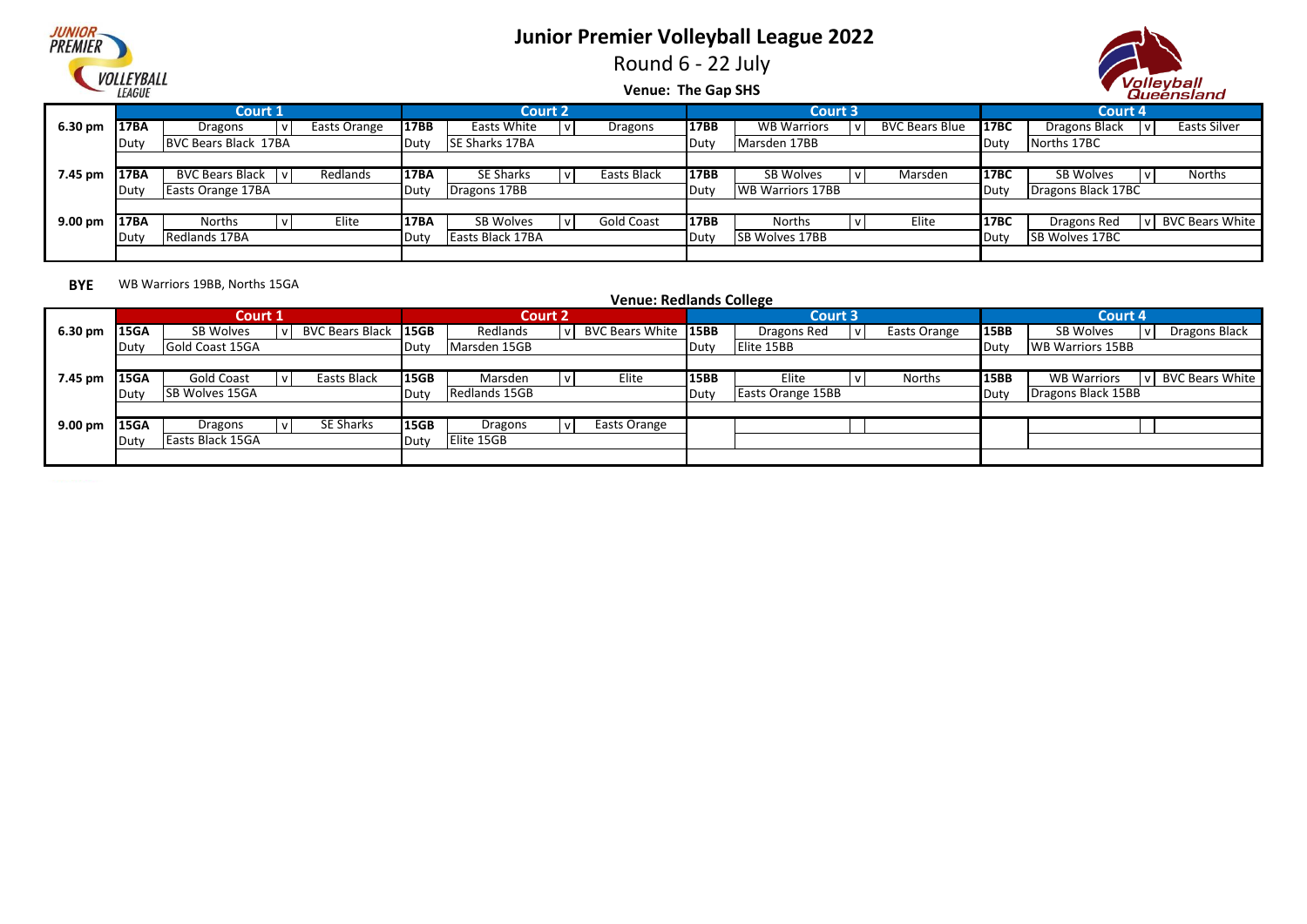# Junior Premier Volleyball League 2022

Round 6 - 22 July

**Venue: The Gap SHS**

| | Court 1 | | | | Court 2 | | | | Court 3 | | | | Court 4 | | | |
|---|---|---|---|---|---|---|---|---|---|---|---|---|---|---|---|---|
| 6.30 pm | 17BA | Dragons | v | Easts Orange | 17BB | Easts White | v | Dragons | 17BB | WB Warriors | v | BVC Bears Blue | 17BC | Dragons Black | v | Easts Silver |
| | Duty | BVC Bears Black 17BA | | | Duty | SE Sharks 17BA | | | Duty | Marsden 17BB | | | Duty | Norths 17BC | | |
| 7.45 pm | 17BA | BVC Bears Black | v | Redlands | 17BA | SE Sharks | v | Easts Black | 17BB | SB Wolves | v | Marsden | 17BC | SB Wolves | v | Norths |
| | Duty | Easts Orange 17BA | | | Duty | Dragons 17BB | | | Duty | WB Warriors 17BB | | | Duty | Dragons Black 17BC | | |
| 9.00 pm | 17BA | Norths | v | Elite | 17BA | SB Wolves | v | Gold Coast | 17BB | Norths | v | Elite | 17BC | Dragons Red | v | BVC Bears White |
| | Duty | Redlands 17BA | | | Duty | Easts Black 17BA | | | Duty | SB Wolves 17BB | | | Duty | SB Wolves 17BC | | |

**BYE** WB Warriors 19BB, Norths 15GA

**Venue: Redlands College**

| | Court 1 | | | | Court 2 | | | | Court 3 | | | | Court 4 | | | |
|---|---|---|---|---|---|---|---|---|---|---|---|---|---|---|---|---|
| 6.30 pm | 15GA | SB Wolves | v | BVC Bears Black | 15GB | Redlands | v | BVC Bears White | 15BB | Dragons Red | v | Easts Orange | 15BB | SB Wolves | v | Dragons Black |
| | Duty | Gold Coast 15GA | | | Duty | Marsden 15GB | | | Duty | Elite 15BB | | | Duty | WB Warriors 15BB | | |
| 7.45 pm | 15GA | Gold Coast | v | Easts Black | 15GB | Marsden | v | Elite | 15BB | Elite | v | Norths | 15BB | WB Warriors | v | BVC Bears White |
| | Duty | SB Wolves 15GA | | | Duty | Redlands 15GB | | | Duty | Easts Orange 15BB | | | Duty | Dragons Black 15BB | | |
| 9.00 pm | 15GA | Dragons | v | SE Sharks | 15GB | Dragons | v | Easts Orange | | | | | | | | |
| | Duty | Easts Black 15GA | | | Duty | Elite 15GB | | | | | | | | | | |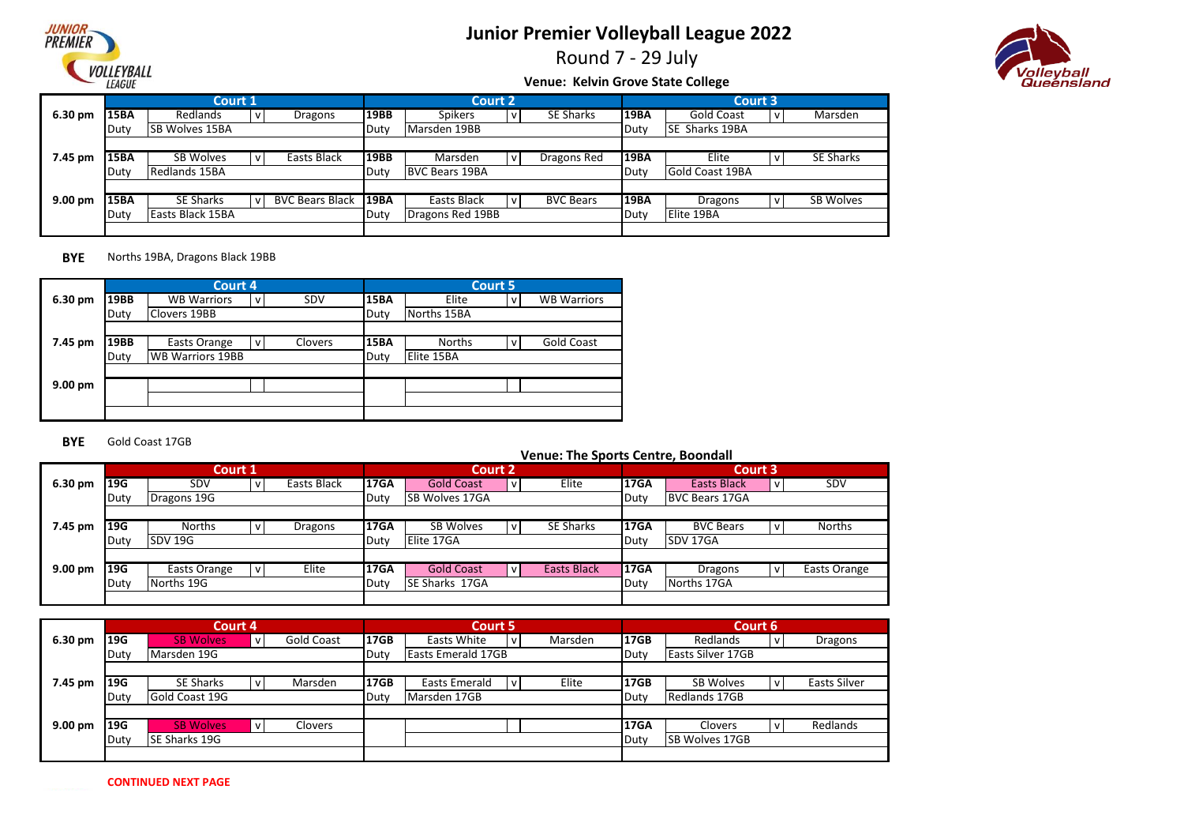# Junior Premier Volleyball League 2022

## Round 7 - 29 July

### Venue: Kelvin Grove State College

| | Court 1 | | | | Court 2 | | | | Court 3 | | | |
|---|---|---|---|---|---|---|---|---|---|---|---|---|
| 6.30 pm | 15BA | Redlands | v | Dragons | 19BB | Spikers | v | SE Sharks | 19BA | Gold Coast | v | Marsden |
| | Duty | SB Wolves 15BA | | | Duty | Marsden 19BB | | | Duty | SE Sharks 19BA | | |
| 7.45 pm | 15BA | SB Wolves | v | Easts Black | 19BB | Marsden | v | Dragons Red | 19BA | Elite | v | SE Sharks |
| | Duty | Redlands 15BA | | | Duty | BVC Bears 19BA | | | Duty | Gold Coast 19BA | | |
| 9.00 pm | 15BA | SE Sharks | v | BVC Bears Black | 19BA | Easts Black | v | BVC Bears | 19BA | Dragons | v | SB Wolves |
| | Duty | Easts Black 15BA | | | Duty | Dragons Red 19BB | | | Duty | Elite 19BA | | |

**BYE** Norths 19BA, Dragons Black 19BB

| | Court 4 | | | | Court 5 | | | |
|---|---|---|---|---|---|---|---|---|
| 6.30 pm | 19BB | WB Warriors | v | SDV | 15BA | Elite | v | WB Warriors |
| | Duty | Clovers 19BB | | | Duty | Norths 15BA | | |
| 7.45 pm | 19BB | Easts Orange | v | Clovers | 15BA | Norths | v | Gold Coast |
| | Duty | WB Warriors 19BB | | | Duty | Elite 15BA | | |
| 9.00 pm | | | | | | | | |
| | | | | | | | | |

**BYE** Gold Coast 17GB

### Venue: The Sports Centre, Boondall

| | Court 1 | | | | Court 2 | | | | Court 3 | | | |
|---|---|---|---|---|---|---|---|---|---|---|---|---|
| 6.30 pm | 19G | SDV | v | Easts Black | 17GA | Gold Coast | v | Elite | 17GA | Easts Black | v | SDV |
| | Duty | Dragons 19G | | | Duty | SB Wolves 17GA | | | Duty | BVC Bears 17GA | | |
| 7.45 pm | 19G | Norths | v | Dragons | 17GA | SB Wolves | v | SE Sharks | 17GA | BVC Bears | v | Norths |
| | Duty | SDV 19G | | | Duty | Elite 17GA | | | Duty | SDV 17GA | | |
| 9.00 pm | 19G | Easts Orange | v | Elite | 17GA | Gold Coast | v | Easts Black | 17GA | Dragons | v | Easts Orange |
| | Duty | Norths 19G | | | Duty | SE Sharks 17GA | | | Duty | Norths 17GA | | |

| | Court 4 | | | | Court 5 | | | | Court 6 | | | |
|---|---|---|---|---|---|---|---|---|---|---|---|---|
| 6.30 pm | 19G | SB Wolves | v | Gold Coast | 17GB | Easts White | v | Marsden | 17GB | Redlands | v | Dragons |
| | Duty | Marsden 19G | | | Duty | Easts Emerald 17GB | | | Duty | Easts Silver 17GB | | |
| 7.45 pm | 19G | SE Sharks | v | Marsden | 17GB | Easts Emerald | v | Elite | 17GB | SB Wolves | v | Easts Silver |
| | Duty | Gold Coast 19G | | | Duty | Marsden 17GB | | | Duty | Redlands 17GB | | |
| 9.00 pm | 19G | SB Wolves | v | Clovers | | | | | 17GA | Clovers | v | Redlands |
| | Duty | SE Sharks 19G | | | | | | | Duty | SB Wolves 17GB | | |

**CONTINUED NEXT PAGE**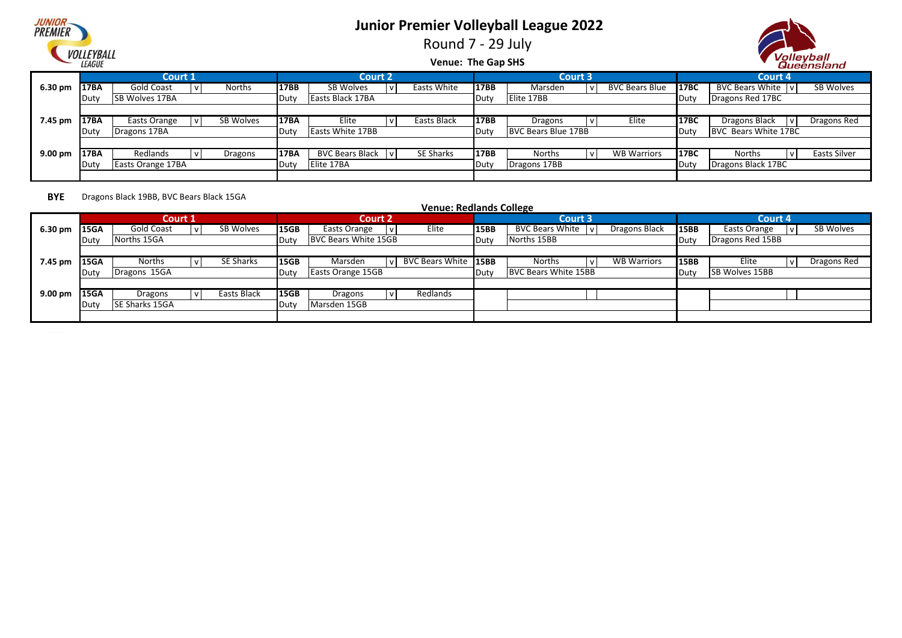# Junior Premier Volleyball League 2022

## Round 7 - 29 July

### Venue: The Gap SHS

| | Court 1 | | | | Court 2 | | | | Court 3 | | | | Court 4 | | | |
|---|---|---|---|---|---|---|---|---|---|---|---|---|---|---|---|---|
| 6.30 pm | 17BA | Gold Coast | v | Norths | 17BB | SB Wolves | v | Easts White | 17BB | Marsden | v | BVC Bears Blue | 17BC | BVC Bears White | v | SB Wolves |
| | Duty | SB Wolves 17BA | | | Duty | Easts Black 17BA | | | Duty | Elite 17BB | | | Duty | Dragons Red 17BC | | |
| 7.45 pm | 17BA | Easts Orange | v | SB Wolves | 17BA | Elite | v | Easts Black | 17BB | Dragons | v | Elite | 17BC | Dragons Black | v | Dragons Red |
| | Duty | Dragons 17BA | | | Duty | Easts White 17BB | | | Duty | BVC Bears Blue 17BB | | | Duty | BVC Bears White 17BC | | |
| 9.00 pm | 17BA | Redlands | v | Dragons | 17BA | BVC Bears Black | v | SE Sharks | 17BB | Norths | v | WB Warriors | 17BC | Norths | v | Easts Silver |
| | Duty | Easts Orange 17BA | | | Duty | Elite 17BA | | | Duty | Dragons 17BB | | | Duty | Dragons Black 17BC | | |

**BYE** Dragons Black 19BB, BVC Bears Black 15GA

### Venue: Redlands College

| | Court 1 | | | | Court 2 | | | | Court 3 | | | | Court 4 | | | |
|---|---|---|---|---|---|---|---|---|---|---|---|---|---|---|---|---|
| 6.30 pm | 15GA | Gold Coast | v | SB Wolves | 15GB | Easts Orange | v | Elite | 15BB | BVC Bears White | v | Dragons Black | 15BB | Easts Orange | v | SB Wolves |
| | Duty | Norths 15GA | | | Duty | BVC Bears White 15GB | | | Duty | Norths 15BB | | | Duty | Dragons Red 15BB | | |
| 7.45 pm | 15GA | Norths | v | SE Sharks | 15GB | Marsden | v | BVC Bears White | 15BB | Norths | v | WB Warriors | 15BB | Elite | v | Dragons Red |
| | Duty | Dragons 15GA | | | Duty | Easts Orange 15GB | | | Duty | BVC Bears White 15BB | | | Duty | SB Wolves 15BB | | |
| 9.00 pm | 15GA | Dragons | v | Easts Black | 15GB | Dragons | v | Redlands | | | | | | | | |
| | Duty | SE Sharks 15GA | | | Duty | Marsden 15GB | | | | | | | | | | |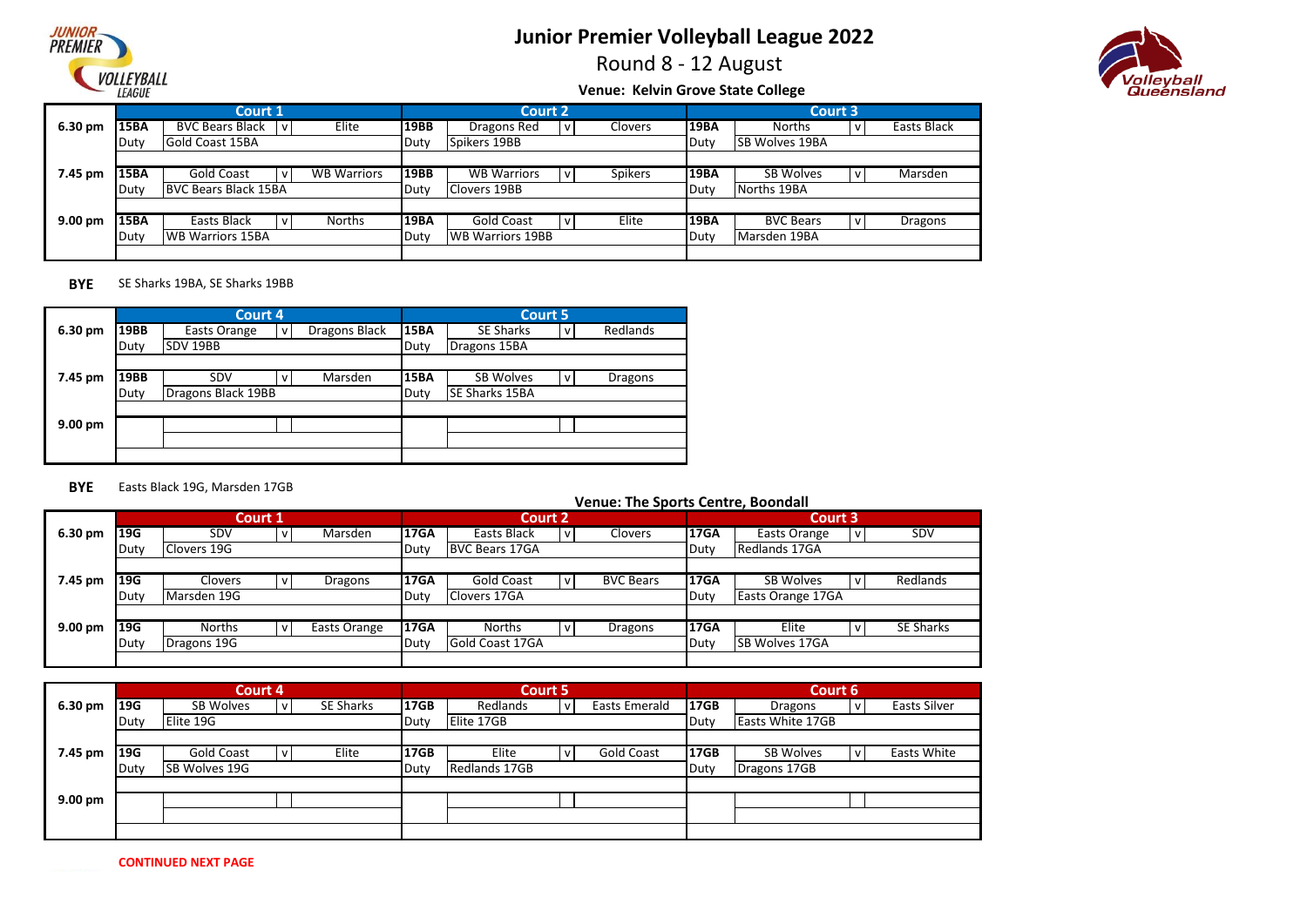# Junior Premier Volleyball League 2022

Round 8 - 12 August

**Venue: Kelvin Grove State College**

| | Court 1 | | | | | Court 2 | | | | | Court 3 | | | | |
|---|---|---|---|---|---|---|---|---|---|---|---|---|---|---|---|
| **6.30 pm** | **15BA** | BVC Bears Black | v | Elite | **19BB** | Dragons Red | v | Clovers | **19BA** | Norths | v | Easts Black |
| | Duty | Gold Coast 15BA | | | Duty | Spikers 19BB | | | Duty | SB Wolves 19BA | | |
| **7.45 pm** | **15BA** | Gold Coast | v | WB Warriors | **19BB** | WB Warriors | v | Spikers | **19BA** | SB Wolves | v | Marsden |
| | Duty | BVC Bears Black 15BA | | | Duty | Clovers 19BB | | | Duty | Norths 19BA | | |
| **9.00 pm** | **15BA** | Easts Black | v | Norths | **19BA** | Gold Coast | v | Elite | **19BA** | BVC Bears | v | Dragons |
| | Duty | WB Warriors 15BA | | | Duty | WB Warriors 19BB | | | Duty | Marsden 19BA | | |

**BYE** SE Sharks 19BA, SE Sharks 19BB

| | Court 4 | | | | Court 5 | | | |
|---|---|---|---|---|---|---|---|---|
| **6.30 pm** | **19BB** | Easts Orange | v | Dragons Black | **15BA** | SE Sharks | v | Redlands |
| | Duty | SDV 19BB | | | Duty | Dragons 15BA | | |
| **7.45 pm** | **19BB** | SDV | v | Marsden | **15BA** | SB Wolves | v | Dragons |
| | Duty | Dragons Black 19BB | | | Duty | SE Sharks 15BA | | |
| **9.00 pm** | | | | | | | | |

**BYE** Easts Black 19G, Marsden 17GB

**Venue: The Sports Centre, Boondall**

| | Court 1 | | | | Court 2 | | | | Court 3 | | | |
|---|---|---|---|---|---|---|---|---|---|---|---|---|
| **6.30 pm** | **19G** | SDV | v | Marsden | **17GA** | Easts Black | v | Clovers | **17GA** | Easts Orange | v | SDV |
| | Duty | Clovers 19G | | | Duty | BVC Bears 17GA | | | Duty | Redlands 17GA | | |
| **7.45 pm** | **19G** | Clovers | v | Dragons | **17GA** | Gold Coast | v | BVC Bears | **17GA** | SB Wolves | v | Redlands |
| | Duty | Marsden 19G | | | Duty | Clovers 17GA | | | Duty | Easts Orange 17GA | | |
| **9.00 pm** | **19G** | Norths | v | Easts Orange | **17GA** | Norths | v | Dragons | **17GA** | Elite | v | SE Sharks |
| | Duty | Dragons 19G | | | Duty | Gold Coast 17GA | | | Duty | SB Wolves 17GA | | |

| | Court 4 | | | | Court 5 | | | | Court 6 | | | |
|---|---|---|---|---|---|---|---|---|---|---|---|---|
| **6.30 pm** | **19G** | SB Wolves | v | SE Sharks | **17GB** | Redlands | v | Easts Emerald | **17GB** | Dragons | v | Easts Silver |
| | Duty | Elite 19G | | | Duty | Elite 17GB | | | Duty | Easts White 17GB | | |
| **7.45 pm** | **19G** | Gold Coast | v | Elite | **17GB** | Elite | v | Gold Coast | **17GB** | SB Wolves | v | Easts White |
| | Duty | SB Wolves 19G | | | Duty | Redlands 17GB | | | Duty | Dragons 17GB | | |
| **9.00 pm** | | | | | | | | | | | | |

**CONTINUED NEXT PAGE**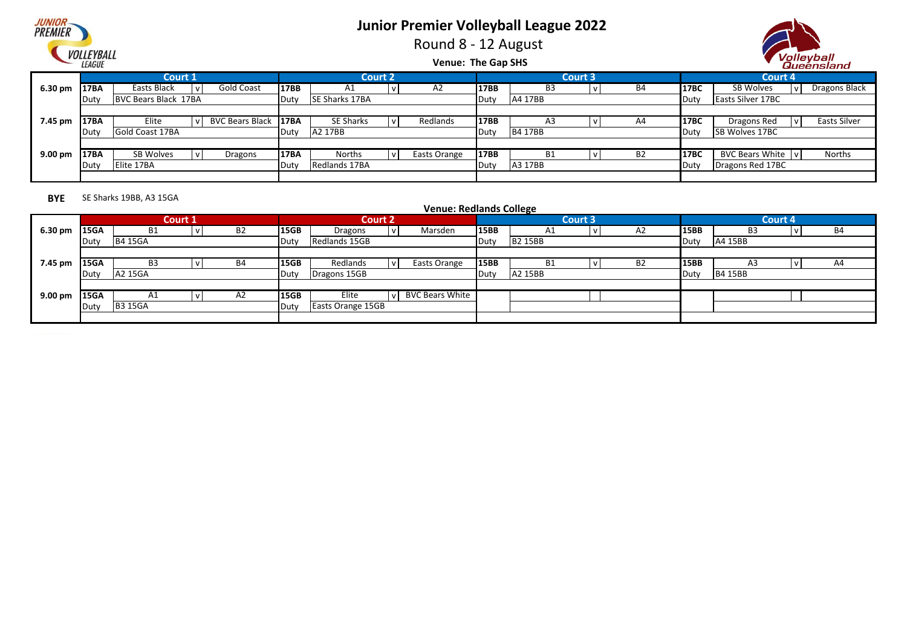# Junior Premier Volleyball League 2022

## Round 8 - 12 August

### Venue: The Gap SHS

| | Court 1 | | | | Court 2 | | | | Court 3 | | | | Court 4 | | | |
|---|---|---|---|---|---|---|---|---|---|---|---|---|---|---|---|---|
| 6.30 pm | 17BA | Easts Black | v | Gold Coast | 17BB | A1 | v | A2 | 17BB | B3 | v | B4 | 17BC | SB Wolves | v | Dragons Black |
| | Duty | BVC Bears Black 17BA | | | Duty | SE Sharks 17BA | | | Duty | A4 17BB | | | Duty | Easts Silver 17BC | | |
| 7.45 pm | 17BA | Elite | v | BVC Bears Black | 17BA | SE Sharks | v | Redlands | 17BB | A3 | v | A4 | 17BC | Dragons Red | v | Easts Silver |
| | Duty | Gold Coast 17BA | | | Duty | A2 17BB | | | Duty | B4 17BB | | | Duty | SB Wolves 17BC | | |
| 9.00 pm | 17BA | SB Wolves | v | Dragons | 17BA | Norths | v | Easts Orange | 17BB | B1 | v | B2 | 17BC | BVC Bears White | v | Norths |
| | Duty | Elite 17BA | | | Duty | Redlands 17BA | | | Duty | A3 17BB | | | Duty | Dragons Red 17BC | | |

**BYE** SE Sharks 19BB, A3 15GA

### Venue: Redlands College

| | Court 1 | | | | Court 2 | | | | Court 3 | | | | Court 4 | | | |
|---|---|---|---|---|---|---|---|---|---|---|---|---|---|---|---|---|
| 6.30 pm | 15GA | B1 | v | B2 | 15GB | Dragons | v | Marsden | 15BB | A1 | v | A2 | 15BB | B3 | v | B4 |
| | Duty | B4 15GA | | | Duty | Redlands 15GB | | | Duty | B2 15BB | | | Duty | A4 15BB | | |
| 7.45 pm | 15GA | B3 | v | B4 | 15GB | Redlands | v | Easts Orange | 15BB | B1 | v | B2 | 15BB | A3 | v | A4 |
| | Duty | A2 15GA | | | Duty | Dragons 15GB | | | Duty | A2 15BB | | | Duty | B4 15BB | | |
| 9.00 pm | 15GA | A1 | v | A2 | 15GB | Elite | v | BVC Bears White | | | | | | | | |
| | Duty | B3 15GA | | | Duty | Easts Orange 15GB | | | | | | | | | | |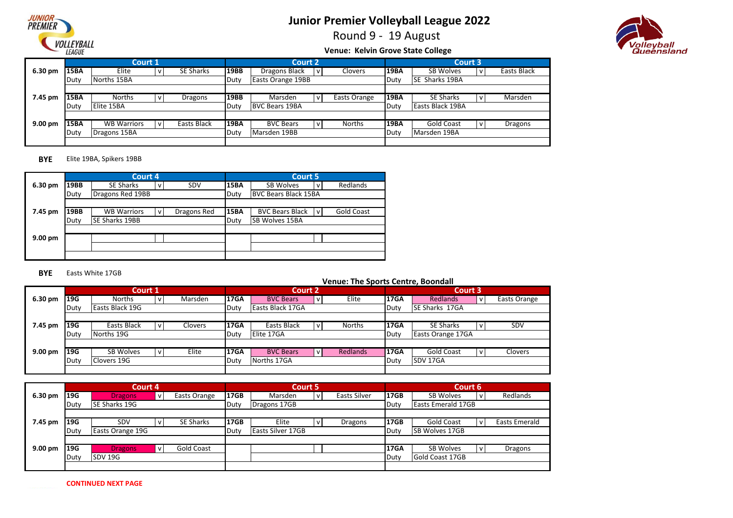# Junior Premier Volleyball League 2022

Round 9 - 19 August

**Venue: Kelvin Grove State College**

| | Court 1 | | | | Court 2 | | | | Court 3 | | | |
|---|---|---|---|---|---|---|---|---|---|---|---|---|
| **6.30 pm** | **15BA** | Elite | v | SE Sharks | **19BB** | Dragons Black | v | Clovers | **19BA** | SB Wolves | v | Easts Black |
| | Duty | Norths 15BA | | | Duty | Easts Orange 19BB | | | Duty | SE Sharks 19BA | | |
| **7.45 pm** | **15BA** | Norths | v | Dragons | **19BB** | Marsden | v | Easts Orange | **19BA** | SE Sharks | v | Marsden |
| | Duty | Elite 15BA | | | Duty | BVC Bears 19BA | | | Duty | Easts Black 19BA | | |
| **9.00 pm** | **15BA** | WB Warriors | v | Easts Black | **19BA** | BVC Bears | v | Norths | **19BA** | Gold Coast | v | Dragons |
| | Duty | Dragons 15BA | | | Duty | Marsden 19BB | | | Duty | Marsden 19BA | | |

**BYE** Elite 19BA, Spikers 19BB

| | Court 4 | | | | Court 5 | | | |
|---|---|---|---|---|---|---|---|---|
| **6.30 pm** | **19BB** | SE Sharks | v | SDV | **15BA** | SB Wolves | v | Redlands |
| | Duty | Dragons Red 19BB | | | Duty | BVC Bears Black 15BA | | |
| **7.45 pm** | **19BB** | WB Warriors | v | Dragons Red | **15BA** | BVC Bears Black | v | Gold Coast |
| | Duty | SE Sharks 19BB | | | Duty | SB Wolves 15BA | | |
| **9.00 pm** | | | | | | | | |

**BYE** Easts White 17GB

**Venue: The Sports Centre, Boondall**

| | Court 1 | | | | Court 2 | | | | Court 3 | | | |
|---|---|---|---|---|---|---|---|---|---|---|---|---|
| **6.30 pm** | **19G** | Norths | v | Marsden | **17GA** | BVC Bears | v | Elite | **17GA** | Redlands | v | Easts Orange |
| | Duty | Easts Black 19G | | | Duty | Easts Black 17GA | | | Duty | SE Sharks 17GA | | |
| **7.45 pm** | **19G** | Easts Black | v | Clovers | **17GA** | Easts Black | v | Norths | **17GA** | SE Sharks | v | SDV |
| | Duty | Norths 19G | | | Duty | Elite 17GA | | | Duty | Easts Orange 17GA | | |
| **9.00 pm** | **19G** | SB Wolves | v | Elite | **17GA** | BVC Bears | v | Redlands | **17GA** | Gold Coast | v | Clovers |
| | Duty | Clovers 19G | | | Duty | Norths 17GA | | | Duty | SDV 17GA | | |

| | Court 4 | | | | Court 5 | | | | Court 6 | | | |
|---|---|---|---|---|---|---|---|---|---|---|---|---|
| **6.30 pm** | **19G** | Dragons | v | Easts Orange | **17GB** | Marsden | v | Easts Silver | **17GB** | SB Wolves | v | Redlands |
| | Duty | SE Sharks 19G | | | Duty | Dragons 17GB | | | Duty | Easts Emerald 17GB | | |
| **7.45 pm** | **19G** | SDV | v | SE Sharks | **17GB** | Elite | v | Dragons | **17GB** | Gold Coast | v | Easts Emerald |
| | Duty | Easts Orange 19G | | | Duty | Easts Silver 17GB | | | Duty | SB Wolves 17GB | | |
| **9.00 pm** | **19G** | Dragons | v | Gold Coast | | | | | **17GA** | SB Wolves | v | Dragons |
| | Duty | SDV 19G | | | | | | | Duty | Gold Coast 17GB | | |

**CONTINUED NEXT PAGE**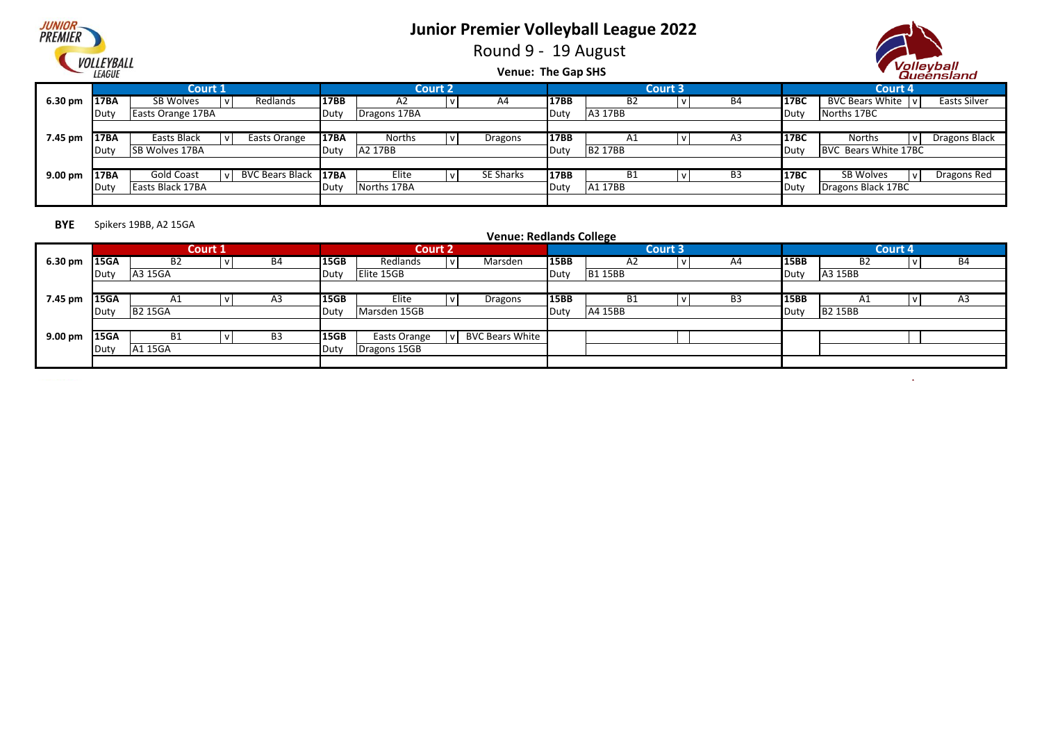# Junior Premier Volleyball League 2022

Round 9 - 19 August

**Venue: The Gap SHS**

| | Court 1 | | | | Court 2 | | | | Court 3 | | | | Court 4 | | | |
|---|---|---|---|---|---|---|---|---|---|---|---|---|---|---|---|---|
| 6.30 pm | 17BA | SB Wolves | v | Redlands | 17BB | A2 | v | A4 | 17BB | B2 | v | B4 | 17BC | BVC Bears White | v | Easts Silver |
| | Duty | Easts Orange 17BA | | | Duty | Dragons 17BA | | | Duty | A3 17BB | | | Duty | Norths 17BC | | |
| 7.45 pm | 17BA | Easts Black | v | Easts Orange | 17BA | Norths | v | Dragons | 17BB | A1 | v | A3 | 17BC | Norths | v | Dragons Black |
| | Duty | SB Wolves 17BA | | | Duty | A2 17BB | | | Duty | B2 17BB | | | Duty | BVC Bears White 17BC | | |
| 9.00 pm | 17BA | Gold Coast | v | BVC Bears Black | 17BA | Elite | v | SE Sharks | 17BB | B1 | v | B3 | 17BC | SB Wolves | v | Dragons Red |
| | Duty | Easts Black 17BA | | | Duty | Norths 17BA | | | Duty | A1 17BB | | | Duty | Dragons Black 17BC | | |

**BYE** Spikers 19BB, A2 15GA

**Venue: Redlands College**

| | Court 1 | | | | Court 2 | | | | Court 3 | | | | Court 4 | | | |
|---|---|---|---|---|---|---|---|---|---|---|---|---|---|---|---|---|
| 6.30 pm | 15GA | B2 | v | B4 | 15GB | Redlands | v | Marsden | 15BB | A2 | v | A4 | 15BB | B2 | v | B4 |
| | Duty | A3 15GA | | | Duty | Elite 15GB | | | Duty | B1 15BB | | | Duty | A3 15BB | | |
| 7.45 pm | 15GA | A1 | v | A3 | 15GB | Elite | v | Dragons | 15BB | B1 | v | B3 | 15BB | A1 | v | A3 |
| | Duty | B2 15GA | | | Duty | Marsden 15GB | | | Duty | A4 15BB | | | Duty | B2 15BB | | |
| 9.00 pm | 15GA | B1 | v | B3 | 15GB | Easts Orange | v | BVC Bears White | | | | | | | | |
| | Duty | A1 15GA | | | Duty | Dragons 15GB | | | | | | | | | | |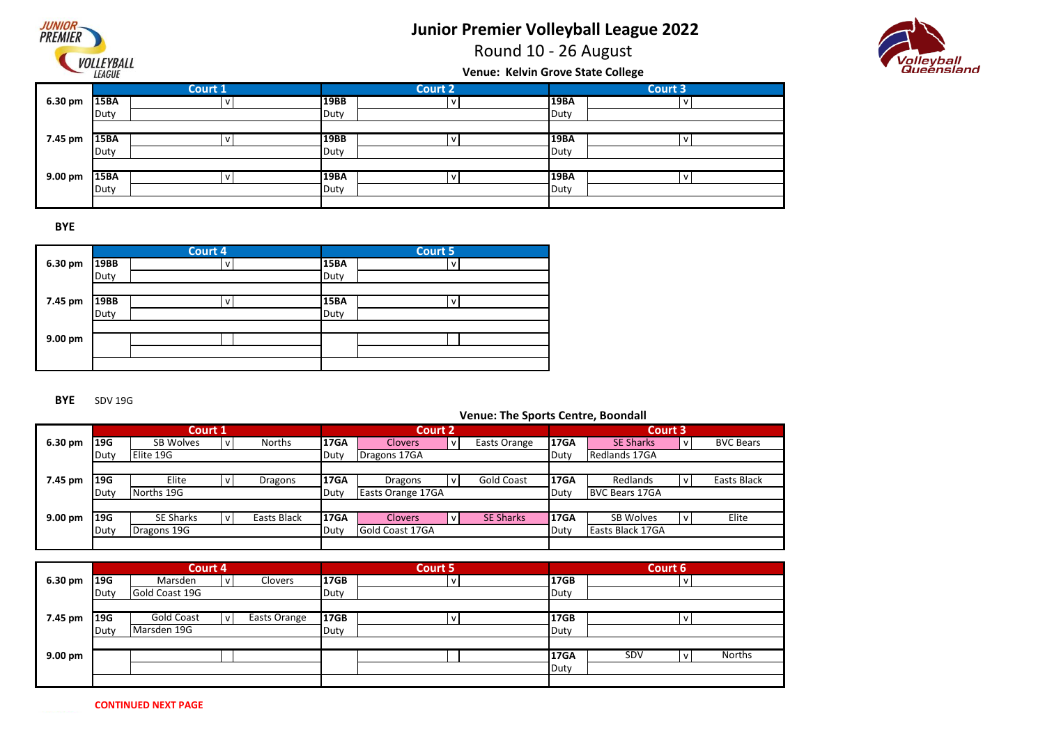# Junior Premier Volleyball League 2022

## Round 10 - 26 August

### Venue: Kelvin Grove State College

| | Court 1 | | | | Court 2 | | | | Court 3 | | | |
|---|---|---|---|---|---|---|---|---|---|---|---|---|
| 6.30 pm | 15BA | | v | | 19BB | | v | | 19BA | | v | |
| | Duty | | | | Duty | | | | Duty | | | |
| 7.45 pm | 15BA | | v | | 19BB | | v | | 19BA | | v | |
| | Duty | | | | Duty | | | | Duty | | | |
| 9.00 pm | 15BA | | v | | 19BA | | v | | 19BA | | v | |
| | Duty | | | | Duty | | | | Duty | | | |

**BYE**

| | Court 4 | | | | Court 5 | | | |
|---|---|---|---|---|---|---|---|---|
| 6.30 pm | 19BB | | v | | 15BA | | v | |
| | Duty | | | | Duty | | | |
| 7.45 pm | 19BB | | v | | 15BA | | v | |
| | Duty | | | | Duty | | | |
| 9.00 pm | | | | | | | | |

**BYE** SDV 19G

### Venue: The Sports Centre, Boondall

| | Court 1 | | | | Court 2 | | | | Court 3 | | | |
|---|---|---|---|---|---|---|---|---|---|---|---|---|
| 6.30 pm | 19G | SB Wolves | v | Norths | 17GA | Clovers | v | Easts Orange | 17GA | SE Sharks | v | BVC Bears |
| | Duty | Elite 19G | | | Duty | Dragons 17GA | | | Duty | Redlands 17GA | | |
| 7.45 pm | 19G | Elite | v | Dragons | 17GA | Dragons | v | Gold Coast | 17GA | Redlands | v | Easts Black |
| | Duty | Norths 19G | | | Duty | Easts Orange 17GA | | | Duty | BVC Bears 17GA | | |
| 9.00 pm | 19G | SE Sharks | v | Easts Black | 17GA | Clovers | v | SE Sharks | 17GA | SB Wolves | v | Elite |
| | Duty | Dragons 19G | | | Duty | Gold Coast 17GA | | | Duty | Easts Black 17GA | | |

| | Court 4 | | | | Court 5 | | | | Court 6 | | | |
|---|---|---|---|---|---|---|---|---|---|---|---|---|
| 6.30 pm | 19G | Marsden | v | Clovers | 17GB | | v | | 17GB | | v | |
| | Duty | Gold Coast 19G | | | Duty | | | | Duty | | | |
| 7.45 pm | 19G | Gold Coast | v | Easts Orange | 17GB | | v | | 17GB | | v | |
| | Duty | Marsden 19G | | | Duty | | | | Duty | | | |
| 9.00 pm | | | | | | | | | 17GA | SDV | v | Norths |
| | | | | | | | | | Duty | | | |

**CONTINUED NEXT PAGE**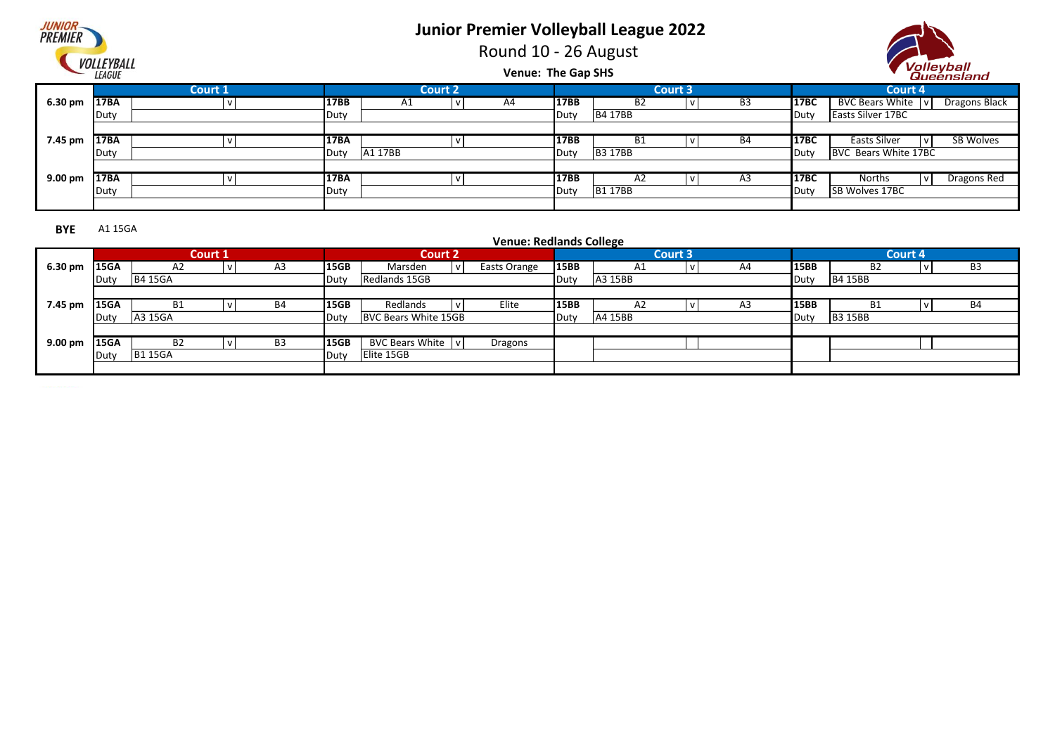# Junior Premier Volleyball League 2022

Round 10 - 26 August

**Venue: The Gap SHS**

| | Court 1 | | | | Court 2 | | | | Court 3 | | | | Court 4 | | | |
|---|---|---|---|---|---|---|---|---|---|---|---|---|---|---|---|---|
| 6.30 pm | 17BA | | v | | 17BB | A1 | v | A4 | 17BB | B2 | v | B3 | 17BC | BVC Bears White | v | Dragons Black |
| | Duty | | | | Duty | | | | Duty | B4 17BB | | | Duty | Easts Silver 17BC | | |
| 7.45 pm | 17BA | | v | | 17BA | | v | | 17BB | B1 | v | B4 | 17BC | Easts Silver | v | SB Wolves |
| | Duty | | | | Duty | A1 17BB | | | Duty | B3 17BB | | | Duty | BVC Bears White 17BC | | |
| 9.00 pm | 17BA | | v | | 17BA | | v | | 17BB | A2 | v | A3 | 17BC | Norths | v | Dragons Red |
| | Duty | | | | Duty | | | | Duty | B1 17BB | | | Duty | SB Wolves 17BC | | |

**BYE** A1 15GA

**Venue: Redlands College**

| | Court 1 | | | | Court 2 | | | | Court 3 | | | | Court 4 | | | |
|---|---|---|---|---|---|---|---|---|---|---|---|---|---|---|---|---|
| 6.30 pm | 15GA | A2 | v | A3 | 15GB | Marsden | v | Easts Orange | 15BB | A1 | v | A4 | 15BB | B2 | v | B3 |
| | Duty | B4 15GA | | | Duty | Redlands 15GB | | | Duty | A3 15BB | | | Duty | B4 15BB | | |
| 7.45 pm | 15GA | B1 | v | B4 | 15GB | Redlands | v | Elite | 15BB | A2 | v | A3 | 15BB | B1 | v | B4 |
| | Duty | A3 15GA | | | Duty | BVC Bears White 15GB | | | Duty | A4 15BB | | | Duty | B3 15BB | | |
| 9.00 pm | 15GA | B2 | v | B3 | 15GB | BVC Bears White | v | Dragons | | | | | | | | |
| | Duty | B1 15GA | | | Duty | Elite 15GB | | | | | | | | | | |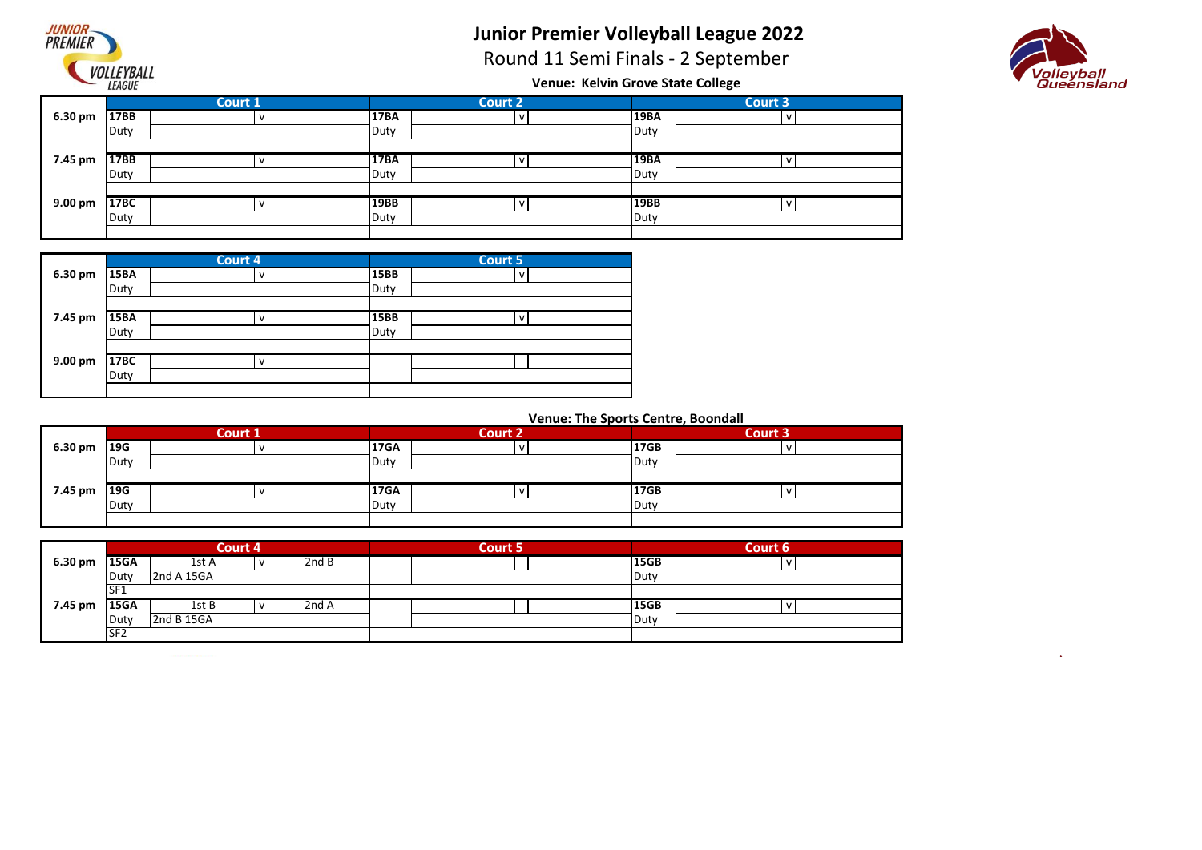# Junior Premier Volleyball League 2022

## Round 11 Semi Finals - 2 September

### Venue: Kelvin Grove State College

| | Court 1 | | | | Court 2 | | | | Court 3 | | | |
|---|---|---|---|---|---|---|---|---|---|---|---|---|
| 6.30 pm | 17BB | | v | | 17BA | | v | | 19BA | | v | |
| | Duty | | | | Duty | | | | Duty | | | |
| 7.45 pm | 17BB | | v | | 17BA | | v | | 19BA | | v | |
| | Duty | | | | Duty | | | | Duty | | | |
| 9.00 pm | 17BC | | v | | 19BB | | v | | 19BB | | v | |
| | Duty | | | | Duty | | | | Duty | | | |

| | Court 4 | | | | Court 5 | | | |
|---|---|---|---|---|---|---|---|---|
| 6.30 pm | 15BA | | v | | 15BB | | v | |
| | Duty | | | | Duty | | | |
| 7.45 pm | 15BA | | v | | 15BB | | v | |
| | Duty | | | | Duty | | | |
| 9.00 pm | 17BC | | v | | | | | |
| | Duty | | | | | | | |

### Venue: The Sports Centre, Boondall

| | Court 1 | | | | Court 2 | | | | Court 3 | | | |
|---|---|---|---|---|---|---|---|---|---|---|---|---|
| 6.30 pm | 19G | | v | | 17GA | | v | | 17GB | | v | |
| | Duty | | | | Duty | | | | Duty | | | |
| 7.45 pm | 19G | | v | | 17GA | | v | | 17GB | | v | |
| | Duty | | | | Duty | | | | Duty | | | |

| | Court 4 | | | | Court 5 | | | | Court 6 | | | |
|---|---|---|---|---|---|---|---|---|---|---|---|---|
| 6.30 pm | 15GA | 1st A | v | 2nd B | | | | | 15GB | | v | |
| | Duty | 2nd A 15GA | | | | | | | Duty | | | |
| | SF1 | | | | | | | | | | | |
| 7.45 pm | 15GA | 1st B | v | 2nd A | | | | | 15GB | | v | |
| | Duty | 2nd B 15GA | | | | | | | Duty | | | |
| | SF2 | | | | | | | | | | | |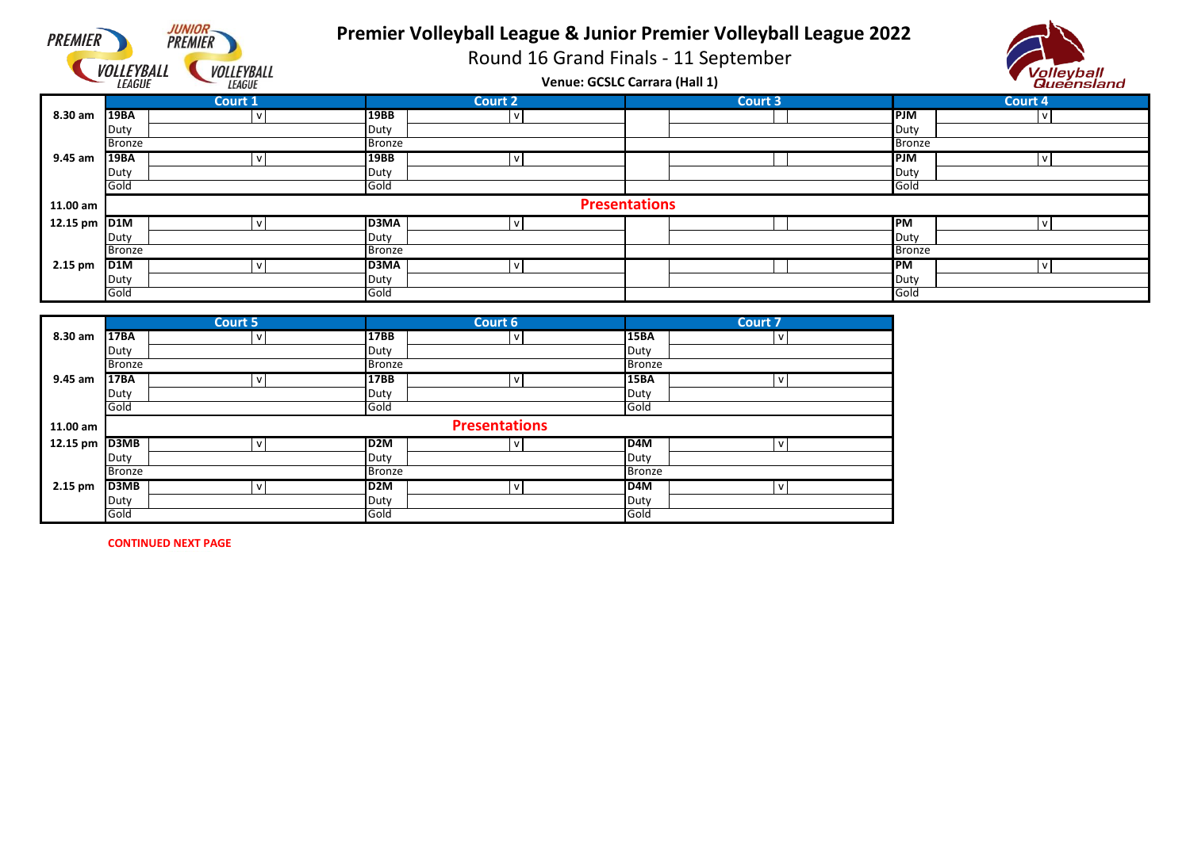# Premier Volleyball League & Junior Premier Volleyball League 2022

## Round 16 Grand Finals - 11 September

**Venue: GCSLC Carrara (Hall 1)**

| | Court 1 | | | Court 2 | | | Court 3 | | | Court 4 | | |
|---|---|---|---|---|---|---|---|---|---|---|---|---|
| **8.30 am** | **19BA** | v | | **19BB** | v | | | | | **PJM** | v | |
| | Duty | | | Duty | | | | | | Duty | | |
| | Bronze | | | Bronze | | | | | | Bronze | | |
| **9.45 am** | **19BA** | v | | **19BB** | v | | | | | **PJM** | v | |
| | Duty | | | Duty | | | | | | Duty | | |
| | Gold | | | Gold | | | | | | Gold | | |
| **11.00 am** | **Presentations** | | | | | | | | | | | |
| **12.15 pm** | **D1M** | v | | **D3MA** | v | | | | | **PM** | v | |
| | Duty | | | Duty | | | | | | Duty | | |
| | Bronze | | | Bronze | | | | | | Bronze | | |
| **2.15 pm** | **D1M** | v | | **D3MA** | v | | | | | **PM** | v | |
| | Duty | | | Duty | | | | | | Duty | | |
| | Gold | | | Gold | | | | | | Gold | | |

| | Court 5 | | | Court 6 | | | Court 7 | | |
|---|---|---|---|---|---|---|---|---|---|
| **8.30 am** | **17BA** | v | | **17BB** | v | | **15BA** | v | |
| | Duty | | | Duty | | | Duty | | |
| | Bronze | | | Bronze | | | Bronze | | |
| **9.45 am** | **17BA** | v | | **17BB** | v | | **15BA** | v | |
| | Duty | | | Duty | | | Duty | | |
| | Gold | | | Gold | | | Gold | | |
| **11.00 am** | **Presentations** | | | | | | | | |
| **12.15 pm** | **D3MB** | v | | **D2M** | v | | **D4M** | v | |
| | Duty | | | Duty | | | Duty | | |
| | Bronze | | | Bronze | | | Bronze | | |
| **2.15 pm** | **D3MB** | v | | **D2M** | v | | **D4M** | v | |
| | Duty | | | Duty | | | Duty | | |
| | Gold | | | Gold | | | Gold | | |

**CONTINUED NEXT PAGE**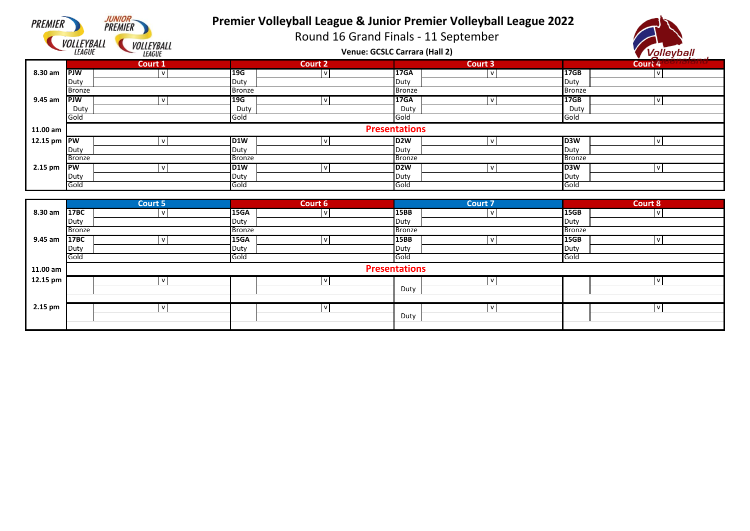# Premier Volleyball League & Junior Premier Volleyball League 2022

Round 16 Grand Finals - 11 September

**Venue: GCSLC Carrara (Hall 2)**

| | Court 1 | | | Court 2 | | | Court 3 | | | Court 4 | | |
|---|---|---|---|---|---|---|---|---|---|---|---|---|
| 8.30 am | PJW | | v | 19G | | v | 17GA | | v | 17GB | | v |
| | Duty | | | Duty | | | Duty | | | Duty | | |
| | Bronze | | | Bronze | | | Bronze | | | Bronze | | |
| 9.45 am | PJW | | v | 19G | | v | 17GA | | v | 17GB | | v |
| | Duty | | | Duty | | | Duty | | | Duty | | |
| | Gold | | | Gold | | | Gold | | | Gold | | |
| 11.00 am | Presentations | | | | | | | | | | | |
| 12.15 pm | PW | | v | D1W | | v | D2W | | v | D3W | | v |
| | Duty | | | Duty | | | Duty | | | Duty | | |
| | Bronze | | | Bronze | | | Bronze | | | Bronze | | |
| 2.15 pm | PW | | v | D1W | | v | D2W | | v | D3W | | v |
| | Duty | | | Duty | | | Duty | | | Duty | | |
| | Gold | | | Gold | | | Gold | | | Gold | | |

| | Court 5 | | | Court 6 | | | Court 7 | | | Court 8 | | |
|---|---|---|---|---|---|---|---|---|---|---|---|---|
| 8.30 am | 17BC | | v | 15GA | | v | 15BB | | v | 15GB | | v |
| | Duty | | | Duty | | | Duty | | | Duty | | |
| | Bronze | | | Bronze | | | Bronze | | | Bronze | | |
| 9.45 am | 17BC | | v | 15GA | | v | 15BB | | v | 15GB | | v |
| | Duty | | | Duty | | | Duty | | | Duty | | |
| | Gold | | | Gold | | | Gold | | | Gold | | |
| 11.00 am | Presentations | | | | | | | | | | | |
| 12.15 pm | | | v | | | v | | | v | | | v |
| | | | | | | | Duty | | | | | |
| | | | | | | | | | | | | |
| 2.15 pm | | | v | | | v | | | v | | | v |
| | | | | | | | Duty | | | | | |
| | | | | | | | | | | | | |